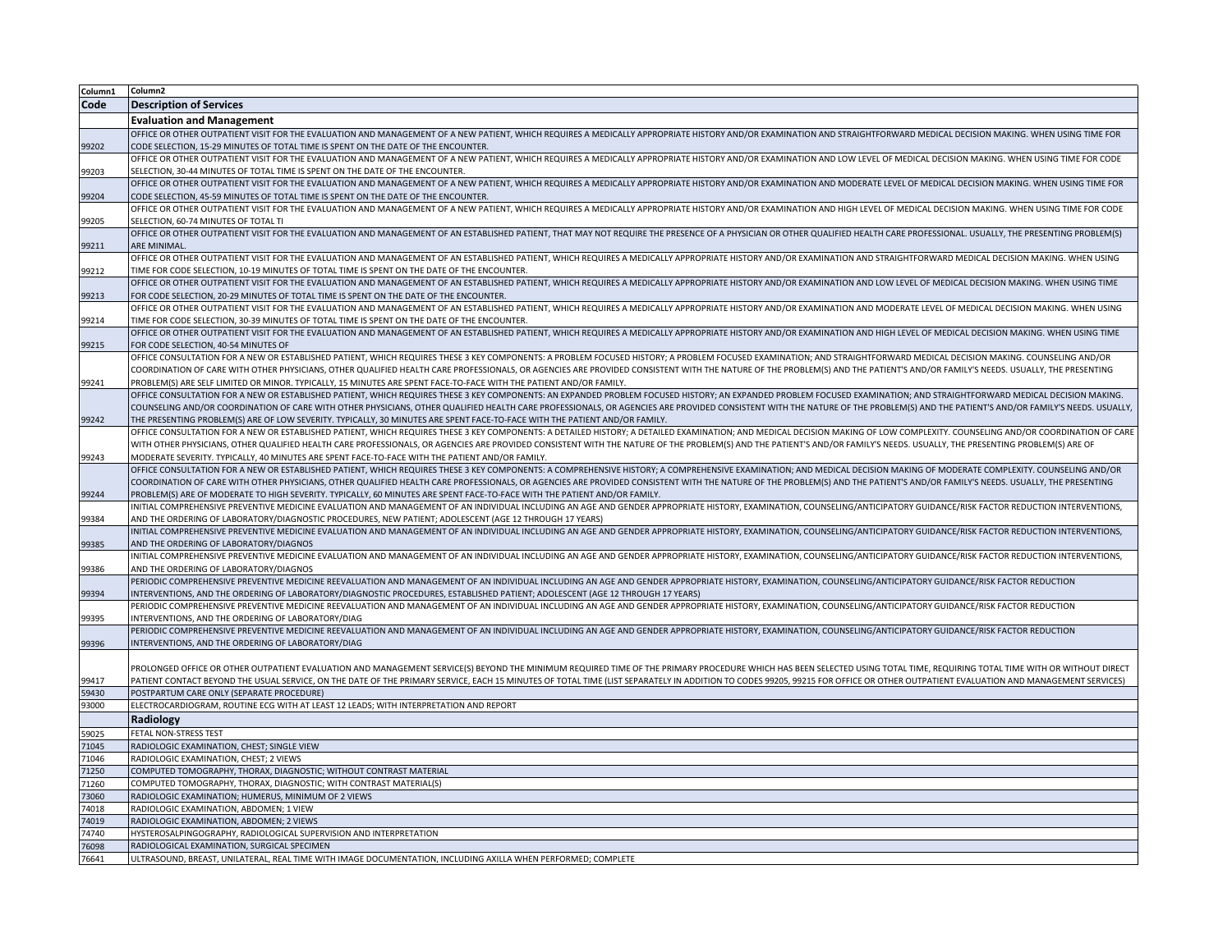| Column1 | Column2 |
| --- | --- |
| **Code** | **Description of Services** |
| | **Evaluation and Management** |
| 99202 | OFFICE OR OTHER OUTPATIENT VISIT FOR THE EVALUATION AND MANAGEMENT OF A NEW PATIENT, WHICH REQUIRES A MEDICALLY APPROPRIATE HISTORY AND/OR EXAMINATION AND STRAIGHTFORWARD MEDICAL DECISION MAKING. WHEN USING TIME FOR CODE SELECTION, 15-29 MINUTES OF TOTAL TIME IS SPENT ON THE DATE OF THE ENCOUNTER. |
| 99203 | OFFICE OR OTHER OUTPATIENT VISIT FOR THE EVALUATION AND MANAGEMENT OF A NEW PATIENT, WHICH REQUIRES A MEDICALLY APPROPRIATE HISTORY AND/OR EXAMINATION AND LOW LEVEL OF MEDICAL DECISION MAKING. WHEN USING TIME FOR CODE SELECTION, 30-44 MINUTES OF TOTAL TIME IS SPENT ON THE DATE OF THE ENCOUNTER. |
| 99204 | OFFICE OR OTHER OUTPATIENT VISIT FOR THE EVALUATION AND MANAGEMENT OF A NEW PATIENT, WHICH REQUIRES A MEDICALLY APPROPRIATE HISTORY AND/OR EXAMINATION AND MODERATE LEVEL OF MEDICAL DECISION MAKING. WHEN USING TIME FOR CODE SELECTION, 45-59 MINUTES OF TOTAL TIME IS SPENT ON THE DATE OF THE ENCOUNTER. |
| 99205 | OFFICE OR OTHER OUTPATIENT VISIT FOR THE EVALUATION AND MANAGEMENT OF A NEW PATIENT, WHICH REQUIRES A MEDICALLY APPROPRIATE HISTORY AND/OR EXAMINATION AND HIGH LEVEL OF MEDICAL DECISION MAKING. WHEN USING TIME FOR CODE SELECTION, 60-74 MINUTES OF TOTAL TI |
| 99211 | OFFICE OR OTHER OUTPATIENT VISIT FOR THE EVALUATION AND MANAGEMENT OF AN ESTABLISHED PATIENT, THAT MAY NOT REQUIRE THE PRESENCE OF A PHYSICIAN OR OTHER QUALIFIED HEALTH CARE PROFESSIONAL. USUALLY, THE PRESENTING PROBLEM(S) ARE MINIMAL. |
| 99212 | OFFICE OR OTHER OUTPATIENT VISIT FOR THE EVALUATION AND MANAGEMENT OF AN ESTABLISHED PATIENT, WHICH REQUIRES A MEDICALLY APPROPRIATE HISTORY AND/OR EXAMINATION AND STRAIGHTFORWARD MEDICAL DECISION MAKING. WHEN USING TIME FOR CODE SELECTION, 10-19 MINUTES OF TOTAL TIME IS SPENT ON THE DATE OF THE ENCOUNTER. |
| 99213 | OFFICE OR OTHER OUTPATIENT VISIT FOR THE EVALUATION AND MANAGEMENT OF AN ESTABLISHED PATIENT, WHICH REQUIRES A MEDICALLY APPROPRIATE HISTORY AND/OR EXAMINATION AND LOW LEVEL OF MEDICAL DECISION MAKING. WHEN USING TIME FOR CODE SELECTION, 20-29 MINUTES OF TOTAL TIME IS SPENT ON THE DATE OF THE ENCOUNTER. |
| 99214 | OFFICE OR OTHER OUTPATIENT VISIT FOR THE EVALUATION AND MANAGEMENT OF AN ESTABLISHED PATIENT, WHICH REQUIRES A MEDICALLY APPROPRIATE HISTORY AND/OR EXAMINATION AND MODERATE LEVEL OF MEDICAL DECISION MAKING. WHEN USING TIME FOR CODE SELECTION, 30-39 MINUTES OF TOTAL TIME IS SPENT ON THE DATE OF THE ENCOUNTER. |
| 99215 | OFFICE OR OTHER OUTPATIENT VISIT FOR THE EVALUATION AND MANAGEMENT OF AN ESTABLISHED PATIENT, WHICH REQUIRES A MEDICALLY APPROPRIATE HISTORY AND/OR EXAMINATION AND HIGH LEVEL OF MEDICAL DECISION MAKING. WHEN USING TIME FOR CODE SELECTION, 40-54 MINUTES OF |
| 99241 | OFFICE CONSULTATION FOR A NEW OR ESTABLISHED PATIENT, WHICH REQUIRES THESE 3 KEY COMPONENTS: A PROBLEM FOCUSED HISTORY; A PROBLEM FOCUSED EXAMINATION; AND STRAIGHTFORWARD MEDICAL DECISION MAKING. COUNSELING AND/OR COORDINATION OF CARE WITH OTHER PHYSICIANS, OTHER QUALIFIED HEALTH CARE PROFESSIONALS, OR AGENCIES ARE PROVIDED CONSISTENT WITH THE NATURE OF THE PROBLEM(S) AND THE PATIENT'S AND/OR FAMILY'S NEEDS. USUALLY, THE PRESENTING PROBLEM(S) ARE SELF LIMITED OR MINOR. TYPICALLY, 15 MINUTES ARE SPENT FACE-TO-FACE WITH THE PATIENT AND/OR FAMILY. |
| 99242 | OFFICE CONSULTATION FOR A NEW OR ESTABLISHED PATIENT, WHICH REQUIRES THESE 3 KEY COMPONENTS: AN EXPANDED PROBLEM FOCUSED HISTORY; AN EXPANDED PROBLEM FOCUSED EXAMINATION; AND STRAIGHTFORWARD MEDICAL DECISION MAKING. COUNSELING AND/OR COORDINATION OF CARE WITH OTHER PHYSICIANS, OTHER QUALIFIED HEALTH CARE PROFESSIONALS, OR AGENCIES ARE PROVIDED CONSISTENT WITH THE NATURE OF THE PROBLEM(S) AND THE PATIENT'S AND/OR FAMILY'S NEEDS. USUALLY, THE PRESENTING PROBLEM(S) ARE OF LOW SEVERITY. TYPICALLY, 30 MINUTES ARE SPENT FACE-TO-FACE WITH THE PATIENT AND/OR FAMILY. |
| 99243 | OFFICE CONSULTATION FOR A NEW OR ESTABLISHED PATIENT, WHICH REQUIRES THESE 3 KEY COMPONENTS: A DETAILED HISTORY; A DETAILED EXAMINATION; AND MEDICAL DECISION MAKING OF LOW COMPLEXITY. COUNSELING AND/OR COORDINATION OF CARE WITH OTHER PHYSICIANS, OTHER QUALIFIED HEALTH CARE PROFESSIONALS, OR AGENCIES ARE PROVIDED CONSISTENT WITH THE NATURE OF THE PROBLEM(S) AND THE PATIENT'S AND/OR FAMILY'S NEEDS. USUALLY, THE PRESENTING PROBLEM(S) ARE OF MODERATE SEVERITY. TYPICALLY, 40 MINUTES ARE SPENT FACE-TO-FACE WITH THE PATIENT AND/OR FAMILY. |
| 99244 | OFFICE CONSULTATION FOR A NEW OR ESTABLISHED PATIENT, WHICH REQUIRES THESE 3 KEY COMPONENTS: A COMPREHENSIVE HISTORY; A COMPREHENSIVE EXAMINATION; AND MEDICAL DECISION MAKING OF MODERATE COMPLEXITY. COUNSELING AND/OR COORDINATION OF CARE WITH OTHER PHYSICIANS, OTHER QUALIFIED HEALTH CARE PROFESSIONALS, OR AGENCIES ARE PROVIDED CONSISTENT WITH THE NATURE OF THE PROBLEM(S) AND THE PATIENT'S AND/OR FAMILY'S NEEDS. USUALLY, THE PRESENTING PROBLEM(S) ARE OF MODERATE TO HIGH SEVERITY. TYPICALLY, 60 MINUTES ARE SPENT FACE-TO-FACE WITH THE PATIENT AND/OR FAMILY. |
| 99384 | INITIAL COMPREHENSIVE PREVENTIVE MEDICINE EVALUATION AND MANAGEMENT OF AN INDIVIDUAL INCLUDING AN AGE AND GENDER APPROPRIATE HISTORY, EXAMINATION, COUNSELING/ANTICIPATORY GUIDANCE/RISK FACTOR REDUCTION INTERVENTIONS, AND THE ORDERING OF LABORATORY/DIAGNOSTIC PROCEDURES, NEW PATIENT; ADOLESCENT (AGE 12 THROUGH 17 YEARS) |
| 99385 | INITIAL COMPREHENSIVE PREVENTIVE MEDICINE EVALUATION AND MANAGEMENT OF AN INDIVIDUAL INCLUDING AN AGE AND GENDER APPROPRIATE HISTORY, EXAMINATION, COUNSELING/ANTICIPATORY GUIDANCE/RISK FACTOR REDUCTION INTERVENTIONS, AND THE ORDERING OF LABORATORY/DIAGNOS |
| 99386 | INITIAL COMPREHENSIVE PREVENTIVE MEDICINE EVALUATION AND MANAGEMENT OF AN INDIVIDUAL INCLUDING AN AGE AND GENDER APPROPRIATE HISTORY, EXAMINATION, COUNSELING/ANTICIPATORY GUIDANCE/RISK FACTOR REDUCTION INTERVENTIONS, AND THE ORDERING OF LABORATORY/DIAGNOS |
| 99394 | PERIODIC COMPREHENSIVE PREVENTIVE MEDICINE REEVALUATION AND MANAGEMENT OF AN INDIVIDUAL INCLUDING AN AGE AND GENDER APPROPRIATE HISTORY, EXAMINATION, COUNSELING/ANTICIPATORY GUIDANCE/RISK FACTOR REDUCTION INTERVENTIONS, AND THE ORDERING OF LABORATORY/DIAGNOSTIC PROCEDURES, ESTABLISHED PATIENT; ADOLESCENT (AGE 12 THROUGH 17 YEARS) |
| 99395 | PERIODIC COMPREHENSIVE PREVENTIVE MEDICINE REEVALUATION AND MANAGEMENT OF AN INDIVIDUAL INCLUDING AN AGE AND GENDER APPROPRIATE HISTORY, EXAMINATION, COUNSELING/ANTICIPATORY GUIDANCE/RISK FACTOR REDUCTION INTERVENTIONS, AND THE ORDERING OF LABORATORY/DIAG |
| 99396 | PERIODIC COMPREHENSIVE PREVENTIVE MEDICINE REEVALUATION AND MANAGEMENT OF AN INDIVIDUAL INCLUDING AN AGE AND GENDER APPROPRIATE HISTORY, EXAMINATION, COUNSELING/ANTICIPATORY GUIDANCE/RISK FACTOR REDUCTION INTERVENTIONS, AND THE ORDERING OF LABORATORY/DIAG |
| 99417 | PROLONGED OFFICE OR OTHER OUTPATIENT EVALUATION AND MANAGEMENT SERVICE(S) BEYOND THE MINIMUM REQUIRED TIME OF THE PRIMARY PROCEDURE WHICH HAS BEEN SELECTED USING TOTAL TIME, REQUIRING TOTAL TIME WITH OR WITHOUT DIRECT PATIENT CONTACT BEYOND THE USUAL SERVICE, ON THE DATE OF THE PRIMARY SERVICE, EACH 15 MINUTES OF TOTAL TIME (LIST SEPARATELY IN ADDITION TO CODES 99205, 99215 FOR OFFICE OR OTHER OUTPATIENT EVALUATION AND MANAGEMENT SERVICES) |
| 59430 | POSTPARTUM CARE ONLY (SEPARATE PROCEDURE) |
| 93000 | ELECTROCARDIOGRAM, ROUTINE ECG WITH AT LEAST 12 LEADS; WITH INTERPRETATION AND REPORT |
| | **Radiology** |
| 59025 | FETAL NON-STRESS TEST |
| 71045 | RADIOLOGIC EXAMINATION, CHEST; SINGLE VIEW |
| 71046 | RADIOLOGIC EXAMINATION, CHEST; 2 VIEWS |
| 71250 | COMPUTED TOMOGRAPHY, THORAX, DIAGNOSTIC; WITHOUT CONTRAST MATERIAL |
| 71260 | COMPUTED TOMOGRAPHY, THORAX, DIAGNOSTIC; WITH CONTRAST MATERIAL(S) |
| 73060 | RADIOLOGIC EXAMINATION; HUMERUS, MINIMUM OF 2 VIEWS |
| 74018 | RADIOLOGIC EXAMINATION, ABDOMEN; 1 VIEW |
| 74019 | RADIOLOGIC EXAMINATION, ABDOMEN; 2 VIEWS |
| 74740 | HYSTEROSALPINGOGRAPHY, RADIOLOGICAL SUPERVISION AND INTERPRETATION |
| 76098 | RADIOLOGICAL EXAMINATION, SURGICAL SPECIMEN |
| 76641 | ULTRASOUND, BREAST, UNILATERAL, REAL TIME WITH IMAGE DOCUMENTATION, INCLUDING AXILLA WHEN PERFORMED; COMPLETE |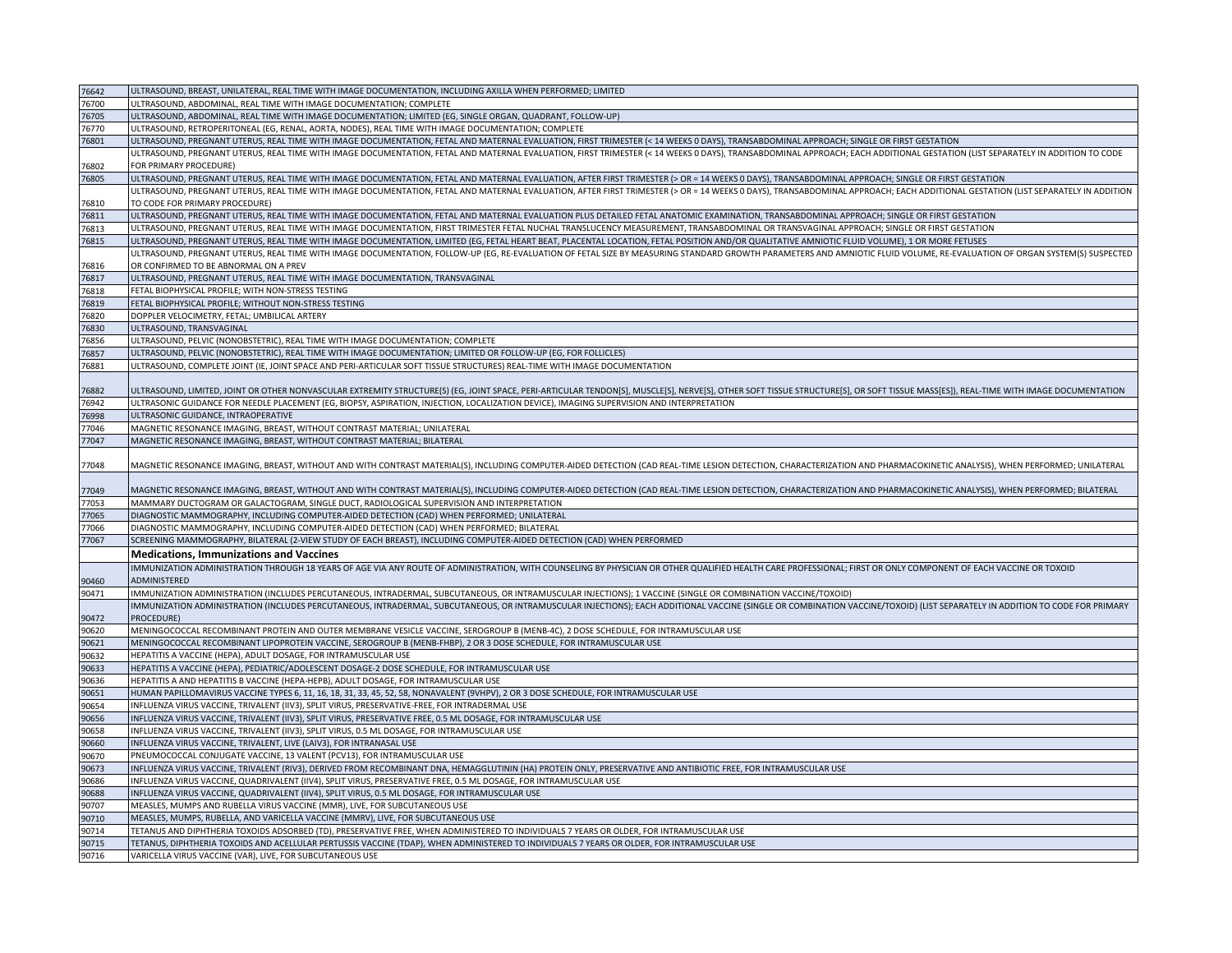| | |
|---|---|
| 76642 | ULTRASOUND, BREAST, UNILATERAL, REAL TIME WITH IMAGE DOCUMENTATION, INCLUDING AXILLA WHEN PERFORMED; LIMITED |
| 76700 | ULTRASOUND, ABDOMINAL, REAL TIME WITH IMAGE DOCUMENTATION; COMPLETE |
| 76705 | ULTRASOUND, ABDOMINAL, REAL TIME WITH IMAGE DOCUMENTATION; LIMITED (EG, SINGLE ORGAN, QUADRANT, FOLLOW-UP) |
| 76770 | ULTRASOUND, RETROPERITONEAL (EG, RENAL, AORTA, NODES), REAL TIME WITH IMAGE DOCUMENTATION; COMPLETE |
| 76801 | ULTRASOUND, PREGNANT UTERUS, REAL TIME WITH IMAGE DOCUMENTATION, FETAL AND MATERNAL EVALUATION, FIRST TRIMESTER (< 14 WEEKS 0 DAYS), TRANSABDOMINAL APPROACH; SINGLE OR FIRST GESTATION |
| 76802 | ULTRASOUND, PREGNANT UTERUS, REAL TIME WITH IMAGE DOCUMENTATION, FETAL AND MATERNAL EVALUATION, FIRST TRIMESTER (< 14 WEEKS 0 DAYS), TRANSABDOMINAL APPROACH; EACH ADDITIONAL GESTATION (LIST SEPARATELY IN ADDITION TO CODE FOR PRIMARY PROCEDURE) |
| 76805 | ULTRASOUND, PREGNANT UTERUS, REAL TIME WITH IMAGE DOCUMENTATION, FETAL AND MATERNAL EVALUATION, AFTER FIRST TRIMESTER (> OR = 14 WEEKS 0 DAYS), TRANSABDOMINAL APPROACH; SINGLE OR FIRST GESTATION |
| 76810 | ULTRASOUND, PREGNANT UTERUS, REAL TIME WITH IMAGE DOCUMENTATION, FETAL AND MATERNAL EVALUATION, AFTER FIRST TRIMESTER (> OR = 14 WEEKS 0 DAYS), TRANSABDOMINAL APPROACH; EACH ADDITIONAL GESTATION (LIST SEPARATELY IN ADDITION TO CODE FOR PRIMARY PROCEDURE) |
| 76811 | ULTRASOUND, PREGNANT UTERUS, REAL TIME WITH IMAGE DOCUMENTATION, FETAL AND MATERNAL EVALUATION PLUS DETAILED FETAL ANATOMIC EXAMINATION, TRANSABDOMINAL APPROACH; SINGLE OR FIRST GESTATION |
| 76813 | ULTRASOUND, PREGNANT UTERUS, REAL TIME WITH IMAGE DOCUMENTATION, FIRST TRIMESTER FETAL NUCHAL TRANSLUCENCY MEASUREMENT, TRANSABDOMINAL OR TRANSVAGINAL APPROACH; SINGLE OR FIRST GESTATION |
| 76815 | ULTRASOUND, PREGNANT UTERUS, REAL TIME WITH IMAGE DOCUMENTATION, LIMITED (EG, FETAL HEART BEAT, PLACENTAL LOCATION, FETAL POSITION AND/OR QUALITATIVE AMNIOTIC FLUID VOLUME), 1 OR MORE FETUSES |
| 76816 | ULTRASOUND, PREGNANT UTERUS, REAL TIME WITH IMAGE DOCUMENTATION, FOLLOW-UP (EG, RE-EVALUATION OF FETAL SIZE BY MEASURING STANDARD GROWTH PARAMETERS AND AMNIOTIC FLUID VOLUME, RE-EVALUATION OF ORGAN SYSTEM(S) SUSPECTED OR CONFIRMED TO BE ABNORMAL ON A PREV |
| 76817 | ULTRASOUND, PREGNANT UTERUS, REAL TIME WITH IMAGE DOCUMENTATION, TRANSVAGINAL |
| 76818 | FETAL BIOPHYSICAL PROFILE; WITH NON-STRESS TESTING |
| 76819 | FETAL BIOPHYSICAL PROFILE; WITHOUT NON-STRESS TESTING |
| 76820 | DOPPLER VELOCIMETRY, FETAL; UMBILICAL ARTERY |
| 76830 | ULTRASOUND, TRANSVAGINAL |
| 76856 | ULTRASOUND, PELVIC (NONOBSTETRIC), REAL TIME WITH IMAGE DOCUMENTATION; COMPLETE |
| 76857 | ULTRASOUND, PELVIC (NONOBSTETRIC), REAL TIME WITH IMAGE DOCUMENTATION; LIMITED OR FOLLOW-UP (EG, FOR FOLLICLES) |
| 76881 | ULTRASOUND, COMPLETE JOINT (IE, JOINT SPACE AND PERI-ARTICULAR SOFT TISSUE STRUCTURES) REAL-TIME WITH IMAGE DOCUMENTATION |
| 76882 | ULTRASOUND, LIMITED, JOINT OR OTHER NONVASCULAR EXTREMITY STRUCTURE(S) (EG, JOINT SPACE, PERI-ARTICULAR TENDON[S], MUSCLE[S], NERVE[S], OTHER SOFT TISSUE STRUCTURE[S], OR SOFT TISSUE MASS[ES]), REAL-TIME WITH IMAGE DOCUMENTATION |
| 76942 | ULTRASONIC GUIDANCE FOR NEEDLE PLACEMENT (EG, BIOPSY, ASPIRATION, INJECTION, LOCALIZATION DEVICE), IMAGING SUPERVISION AND INTERPRETATION |
| 76998 | ULTRASONIC GUIDANCE, INTRAOPERATIVE |
| 77046 | MAGNETIC RESONANCE IMAGING, BREAST, WITHOUT CONTRAST MATERIAL; UNILATERAL |
| 77047 | MAGNETIC RESONANCE IMAGING, BREAST, WITHOUT CONTRAST MATERIAL; BILATERAL |
| 77048 | MAGNETIC RESONANCE IMAGING, BREAST, WITHOUT AND WITH CONTRAST MATERIAL(S), INCLUDING COMPUTER-AIDED DETECTION (CAD REAL-TIME LESION DETECTION, CHARACTERIZATION AND PHARMACOKINETIC ANALYSIS), WHEN PERFORMED; UNILATERAL |
| 77049 | MAGNETIC RESONANCE IMAGING, BREAST, WITHOUT AND WITH CONTRAST MATERIAL(S), INCLUDING COMPUTER-AIDED DETECTION (CAD REAL-TIME LESION DETECTION, CHARACTERIZATION AND PHARMACOKINETIC ANALYSIS), WHEN PERFORMED; BILATERAL |
| 77053 | MAMMARY DUCTOGRAM OR GALACTOGRAM, SINGLE DUCT, RADIOLOGICAL SUPERVISION AND INTERPRETATION |
| 77065 | DIAGNOSTIC MAMMOGRAPHY, INCLUDING COMPUTER-AIDED DETECTION (CAD) WHEN PERFORMED; UNILATERAL |
| 77066 | DIAGNOSTIC MAMMOGRAPHY, INCLUDING COMPUTER-AIDED DETECTION (CAD) WHEN PERFORMED; BILATERAL |
| 77067 | SCREENING MAMMOGRAPHY, BILATERAL (2-VIEW STUDY OF EACH BREAST), INCLUDING COMPUTER-AIDED DETECTION (CAD) WHEN PERFORMED |
| | **Medications, Immunizations and Vaccines** |
| 90460 | IMMUNIZATION ADMINISTRATION THROUGH 18 YEARS OF AGE VIA ANY ROUTE OF ADMINISTRATION, WITH COUNSELING BY PHYSICIAN OR OTHER QUALIFIED HEALTH CARE PROFESSIONAL; FIRST OR ONLY COMPONENT OF EACH VACCINE OR TOXOID ADMINISTERED |
| 90471 | IMMUNIZATION ADMINISTRATION (INCLUDES PERCUTANEOUS, INTRADERMAL, SUBCUTANEOUS, OR INTRAMUSCULAR INJECTIONS); 1 VACCINE (SINGLE OR COMBINATION VACCINE/TOXOID) |
| 90472 | IMMUNIZATION ADMINISTRATION (INCLUDES PERCUTANEOUS, INTRADERMAL, SUBCUTANEOUS, OR INTRAMUSCULAR INJECTIONS); EACH ADDITIONAL VACCINE (SINGLE OR COMBINATION VACCINE/TOXOID) (LIST SEPARATELY IN ADDITION TO CODE FOR PRIMARY PROCEDURE) |
| 90620 | MENINGOCOCCAL RECOMBINANT PROTEIN AND OUTER MEMBRANE VESICLE VACCINE, SEROGROUP B (MENB-4C), 2 DOSE SCHEDULE, FOR INTRAMUSCULAR USE |
| 90621 | MENINGOCOCCAL RECOMBINANT LIPOPROTEIN VACCINE, SEROGROUP B (MENB-FHBP), 2 OR 3 DOSE SCHEDULE, FOR INTRAMUSCULAR USE |
| 90632 | HEPATITIS A VACCINE (HEPA), ADULT DOSAGE, FOR INTRAMUSCULAR USE |
| 90633 | HEPATITIS A VACCINE (HEPA), PEDIATRIC/ADOLESCENT DOSAGE-2 DOSE SCHEDULE, FOR INTRAMUSCULAR USE |
| 90636 | HEPATITIS A AND HEPATITIS B VACCINE (HEPA-HEPB), ADULT DOSAGE, FOR INTRAMUSCULAR USE |
| 90651 | HUMAN PAPILLOMAVIRUS VACCINE TYPES 6, 11, 16, 18, 31, 33, 45, 52, 58, NONAVALENT (9VHPV), 2 OR 3 DOSE SCHEDULE, FOR INTRAMUSCULAR USE |
| 90654 | INFLUENZA VIRUS VACCINE, TRIVALENT (IIV3), SPLIT VIRUS, PRESERVATIVE-FREE, FOR INTRADERMAL USE |
| 90656 | INFLUENZA VIRUS VACCINE, TRIVALENT (IIV3), SPLIT VIRUS, PRESERVATIVE FREE, 0.5 ML DOSAGE, FOR INTRAMUSCULAR USE |
| 90658 | INFLUENZA VIRUS VACCINE, TRIVALENT (IIV3), SPLIT VIRUS, 0.5 ML DOSAGE, FOR INTRAMUSCULAR USE |
| 90660 | INFLUENZA VIRUS VACCINE, TRIVALENT, LIVE (LAIV3), FOR INTRANASAL USE |
| 90670 | PNEUMOCOCCAL CONJUGATE VACCINE, 13 VALENT (PCV13), FOR INTRAMUSCULAR USE |
| 90673 | INFLUENZA VIRUS VACCINE, TRIVALENT (RIV3), DERIVED FROM RECOMBINANT DNA, HEMAGGLUTININ (HA) PROTEIN ONLY, PRESERVATIVE AND ANTIBIOTIC FREE, FOR INTRAMUSCULAR USE |
| 90686 | INFLUENZA VIRUS VACCINE, QUADRIVALENT (IIV4), SPLIT VIRUS, PRESERVATIVE FREE, 0.5 ML DOSAGE, FOR INTRAMUSCULAR USE |
| 90688 | INFLUENZA VIRUS VACCINE, QUADRIVALENT (IIV4), SPLIT VIRUS, 0.5 ML DOSAGE, FOR INTRAMUSCULAR USE |
| 90707 | MEASLES, MUMPS AND RUBELLA VIRUS VACCINE (MMR), LIVE, FOR SUBCUTANEOUS USE |
| 90710 | MEASLES, MUMPS, RUBELLA, AND VARICELLA VACCINE (MMRV), LIVE, FOR SUBCUTANEOUS USE |
| 90714 | TETANUS AND DIPHTHERIA TOXOIDS ADSORBED (TD), PRESERVATIVE FREE, WHEN ADMINISTERED TO INDIVIDUALS 7 YEARS OR OLDER, FOR INTRAMUSCULAR USE |
| 90715 | TETANUS, DIPHTHERIA TOXOIDS AND ACELLULAR PERTUSSIS VACCINE (TDAP), WHEN ADMINISTERED TO INDIVIDUALS 7 YEARS OR OLDER, FOR INTRAMUSCULAR USE |
| 90716 | VARICELLA VIRUS VACCINE (VAR), LIVE, FOR SUBCUTANEOUS USE |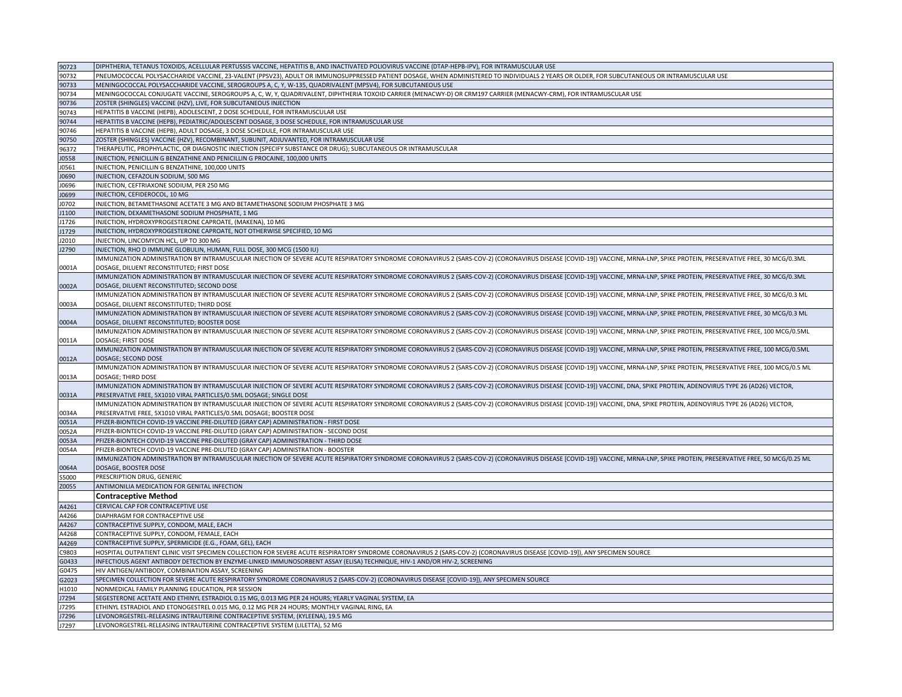| | |
|---|---|
| 90723 | DIPHTHERIA, TETANUS TOXOIDS, ACELLULAR PERTUSSIS VACCINE, HEPATITIS B, AND INACTIVATED POLIOVIRUS VACCINE (DTAP-HEPB-IPV), FOR INTRAMUSCULAR USE |
| 90732 | PNEUMOCOCCAL POLYSACCHARIDE VACCINE, 23-VALENT (PPSV23), ADULT OR IMMUNOSUPPRESSED PATIENT DOSAGE, WHEN ADMINISTERED TO INDIVIDUALS 2 YEARS OR OLDER, FOR SUBCUTANEOUS OR INTRAMUSCULAR USE |
| 90733 | MENINGOCOCCAL POLYSACCHARIDE VACCINE, SEROGROUPS A, C, Y, W-135, QUADRIVALENT (MPSV4), FOR SUBCUTANEOUS USE |
| 90734 | MENINGOCOCCAL CONJUGATE VACCINE, SEROGROUPS A, C, W, Y, QUADRIVALENT, DIPHTHERIA TOXOID CARRIER (MENACWY-D) OR CRM197 CARRIER (MENACWY-CRM), FOR INTRAMUSCULAR USE |
| 90736 | ZOSTER (SHINGLES) VACCINE (HZV), LIVE, FOR SUBCUTANEOUS INJECTION |
| 90743 | HEPATITIS B VACCINE (HEPB), ADOLESCENT, 2 DOSE SCHEDULE, FOR INTRAMUSCULAR USE |
| 90744 | HEPATITIS B VACCINE (HEPB), PEDIATRIC/ADOLESCENT DOSAGE, 3 DOSE SCHEDULE, FOR INTRAMUSCULAR USE |
| 90746 | HEPATITIS B VACCINE (HEPB), ADULT DOSAGE, 3 DOSE SCHEDULE, FOR INTRAMUSCULAR USE |
| 90750 | ZOSTER (SHINGLES) VACCINE (HZV), RECOMBINANT, SUBUNIT, ADJUVANTED, FOR INTRAMUSCULAR USE |
| 96372 | THERAPEUTIC, PROPHYLACTIC, OR DIAGNOSTIC INJECTION (SPECIFY SUBSTANCE OR DRUG); SUBCUTANEOUS OR INTRAMUSCULAR |
| J0558 | INJECTION, PENICILLIN G BENZATHINE AND PENICILLIN G PROCAINE, 100,000 UNITS |
| J0561 | INJECTION, PENICILLIN G BENZATHINE, 100,000 UNITS |
| J0690 | INJECTION, CEFAZOLIN SODIUM, 500 MG |
| J0696 | INJECTION, CEFTRIAXONE SODIUM, PER 250 MG |
| J0699 | INJECTION, CEFIDEROCOL, 10 MG |
| J0702 | INJECTION, BETAMETHASONE ACETATE 3 MG AND BETAMETHASONE SODIUM PHOSPHATE 3 MG |
| J1100 | INJECTION, DEXAMETHASONE SODIUM PHOSPHATE, 1 MG |
| J1726 | INJECTION, HYDROXYPROGESTERONE CAPROATE, (MAKENA), 10 MG |
| J1729 | INJECTION, HYDROXYPROGESTERONE CAPROATE, NOT OTHERWISE SPECIFIED, 10 MG |
| J2010 | INJECTION, LINCOMYCIN HCL, UP TO 300 MG |
| J2790 | INJECTION, RHO D IMMUNE GLOBULIN, HUMAN, FULL DOSE, 300 MCG (1500 IU) |
| 0001A | IMMUNIZATION ADMINISTRATION BY INTRAMUSCULAR INJECTION OF SEVERE ACUTE RESPIRATORY SYNDROME CORONAVIRUS 2 (SARS-COV-2) (CORONAVIRUS DISEASE [COVID-19]) VACCINE, MRNA-LNP, SPIKE PROTEIN, PRESERVATIVE FREE, 30 MCG/0.3ML DOSAGE, DILUENT RECONSTITUTED; FIRST DOSE |
| 0002A | IMMUNIZATION ADMINISTRATION BY INTRAMUSCULAR INJECTION OF SEVERE ACUTE RESPIRATORY SYNDROME CORONAVIRUS 2 (SARS-COV-2) (CORONAVIRUS DISEASE [COVID-19]) VACCINE, MRNA-LNP, SPIKE PROTEIN, PRESERVATIVE FREE, 30 MCG/0.3ML DOSAGE, DILUENT RECONSTITUTED; SECOND DOSE |
| 0003A | IMMUNIZATION ADMINISTRATION BY INTRAMUSCULAR INJECTION OF SEVERE ACUTE RESPIRATORY SYNDROME CORONAVIRUS 2 (SARS-COV-2) (CORONAVIRUS DISEASE [COVID-19]) VACCINE, MRNA-LNP, SPIKE PROTEIN, PRESERVATIVE FREE, 30 MCG/0.3 ML DOSAGE, DILUENT RECONSTITUTED; THIRD DOSE |
| 0004A | IMMUNIZATION ADMINISTRATION BY INTRAMUSCULAR INJECTION OF SEVERE ACUTE RESPIRATORY SYNDROME CORONAVIRUS 2 (SARS-COV-2) (CORONAVIRUS DISEASE [COVID-19]) VACCINE, MRNA-LNP, SPIKE PROTEIN, PRESERVATIVE FREE, 30 MCG/0.3 ML DOSAGE, DILUENT RECONSTITUTED; BOOSTER DOSE |
| 0011A | IMMUNIZATION ADMINISTRATION BY INTRAMUSCULAR INJECTION OF SEVERE ACUTE RESPIRATORY SYNDROME CORONAVIRUS 2 (SARS-COV-2) (CORONAVIRUS DISEASE [COVID-19]) VACCINE, MRNA-LNP, SPIKE PROTEIN, PRESERVATIVE FREE, 100 MCG/0.5ML DOSAGE; FIRST DOSE |
| 0012A | IMMUNIZATION ADMINISTRATION BY INTRAMUSCULAR INJECTION OF SEVERE ACUTE RESPIRATORY SYNDROME CORONAVIRUS 2 (SARS-COV-2) (CORONAVIRUS DISEASE [COVID-19]) VACCINE, MRNA-LNP, SPIKE PROTEIN, PRESERVATIVE FREE, 100 MCG/0.5ML DOSAGE; SECOND DOSE |
| 0013A | IMMUNIZATION ADMINISTRATION BY INTRAMUSCULAR INJECTION OF SEVERE ACUTE RESPIRATORY SYNDROME CORONAVIRUS 2 (SARS-COV-2) (CORONAVIRUS DISEASE [COVID-19]) VACCINE, MRNA-LNP, SPIKE PROTEIN, PRESERVATIVE FREE, 100 MCG/0.5 ML DOSAGE; THIRD DOSE |
| 0031A | IMMUNIZATION ADMINISTRATION BY INTRAMUSCULAR INJECTION OF SEVERE ACUTE RESPIRATORY SYNDROME CORONAVIRUS 2 (SARS-COV-2) (CORONAVIRUS DISEASE [COVID-19]) VACCINE, DNA, SPIKE PROTEIN, ADENOVIRUS TYPE 26 (AD26) VECTOR, PRESERVATIVE FREE, 5X1010 VIRAL PARTICLES/0.5ML DOSAGE; SINGLE DOSE |
| 0034A | IMMUNIZATION ADMINISTRATION BY INTRAMUSCULAR INJECTION OF SEVERE ACUTE RESPIRATORY SYNDROME CORONAVIRUS 2 (SARS-COV-2) (CORONAVIRUS DISEASE [COVID-19]) VACCINE, DNA, SPIKE PROTEIN, ADENOVIRUS TYPE 26 (AD26) VECTOR, PRESERVATIVE FREE, 5X1010 VIRAL PARTICLES/0.5ML DOSAGE; BOOSTER DOSE |
| 0051A | PFIZER-BIONTECH COVID-19 VACCINE PRE-DILUTED (GRAY CAP) ADMINISTRATION - FIRST DOSE |
| 0052A | PFIZER-BIONTECH COVID-19 VACCINE PRE-DILUTED (GRAY CAP) ADMINISTRATION - SECOND DOSE |
| 0053A | PFIZER-BIONTECH COVID-19 VACCINE PRE-DILUTED (GRAY CAP) ADMINISTRATION - THIRD DOSE |
| 0054A | PFIZER-BIONTECH COVID-19 VACCINE PRE-DILUTED (GRAY CAP) ADMINISTRATION - BOOSTER |
| 0064A | IMMUNIZATION ADMINISTRATION BY INTRAMUSCULAR INJECTION OF SEVERE ACUTE RESPIRATORY SYNDROME CORONAVIRUS 2 (SARS-COV-2) (CORONAVIRUS DISEASE [COVID-19]) VACCINE, MRNA-LNP, SPIKE PROTEIN, PRESERVATIVE FREE, 50 MCG/0.25 ML DOSAGE, BOOSTER DOSE |
| S5000 | PRESCRIPTION DRUG, GENERIC |
| Z0055 | ANTIMONILIA MEDICATION FOR GENITAL INFECTION |
| | **Contraceptive Method** |
| A4261 | CERVICAL CAP FOR CONTRACEPTIVE USE |
| A4266 | DIAPHRAGM FOR CONTRACEPTIVE USE |
| A4267 | CONTRACEPTIVE SUPPLY, CONDOM, MALE, EACH |
| A4268 | CONTRACEPTIVE SUPPLY, CONDOM, FEMALE, EACH |
| A4269 | CONTRACEPTIVE SUPPLY, SPERMICIDE (E.G., FOAM, GEL), EACH |
| C9803 | HOSPITAL OUTPATIENT CLINIC VISIT SPECIMEN COLLECTION FOR SEVERE ACUTE RESPIRATORY SYNDROME CORONAVIRUS 2 (SARS-COV-2) (CORONAVIRUS DISEASE [COVID-19]), ANY SPECIMEN SOURCE |
| G0433 | INFECTIOUS AGENT ANTIBODY DETECTION BY ENZYME-LINKED IMMUNOSORBENT ASSAY (ELISA) TECHNIQUE, HIV-1 AND/OR HIV-2, SCREENING |
| G0475 | HIV ANTIGEN/ANTIBODY, COMBINATION ASSAY, SCREENING |
| G2023 | SPECIMEN COLLECTION FOR SEVERE ACUTE RESPIRATORY SYNDROME CORONAVIRUS 2 (SARS-COV-2) (CORONAVIRUS DISEASE [COVID-19]), ANY SPECIMEN SOURCE |
| H1010 | NONMEDICAL FAMILY PLANNING EDUCATION, PER SESSION |
| J7294 | SEGESTERONE ACETATE AND ETHINYL ESTRADIOL 0.15 MG, 0.013 MG PER 24 HOURS; YEARLY VAGINAL SYSTEM, EA |
| J7295 | ETHINYL ESTRADIOL AND ETONOGESTREL 0.015 MG, 0.12 MG PER 24 HOURS; MONTHLY VAGINAL RING, EA |
| J7296 | LEVONORGESTREL-RELEASING INTRAUTERINE CONTRACEPTIVE SYSTEM, (KYLEENA), 19.5 MG |
| J7297 | LEVONORGESTREL-RELEASING INTRAUTERINE CONTRACEPTIVE SYSTEM (LILETTA), 52 MG |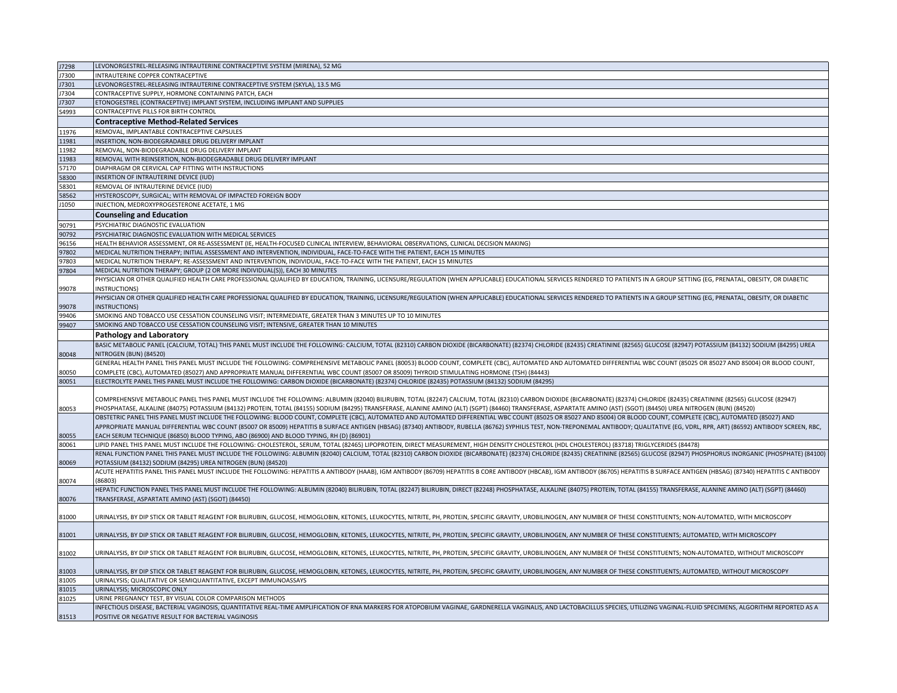| | |
|---|---|
| J7298 | LEVONORGESTREL-RELEASING INTRAUTERINE CONTRACEPTIVE SYSTEM (MIRENA), 52 MG |
| J7300 | INTRAUTERINE COPPER CONTRACEPTIVE |
| J7301 | LEVONORGESTREL-RELEASING INTRAUTERINE CONTRACEPTIVE SYSTEM (SKYLA), 13.5 MG |
| J7304 | CONTRACEPTIVE SUPPLY, HORMONE CONTAINING PATCH, EACH |
| J7307 | ETONOGESTREL (CONTRACEPTIVE) IMPLANT SYSTEM, INCLUDING IMPLANT AND SUPPLIES |
| S4993 | CONTRACEPTIVE PILLS FOR BIRTH CONTROL |
| | **Contraceptive Method-Related Services** |
| 11976 | REMOVAL, IMPLANTABLE CONTRACEPTIVE CAPSULES |
| 11981 | INSERTION, NON-BIODEGRADABLE DRUG DELIVERY IMPLANT |
| 11982 | REMOVAL, NON-BIODEGRADABLE DRUG DELIVERY IMPLANT |
| 11983 | REMOVAL WITH REINSERTION, NON-BIODEGRADABLE DRUG DELIVERY IMPLANT |
| 57170 | DIAPHRAGM OR CERVICAL CAP FITTING WITH INSTRUCTIONS |
| 58300 | INSERTION OF INTRAUTERINE DEVICE (IUD) |
| 58301 | REMOVAL OF INTRAUTERINE DEVICE (IUD) |
| 58562 | HYSTEROSCOPY, SURGICAL; WITH REMOVAL OF IMPACTED FOREIGN BODY |
| J1050 | INJECTION, MEDROXYPROGESTERONE ACETATE, 1 MG |
| | **Counseling and Education** |
| 90791 | PSYCHIATRIC DIAGNOSTIC EVALUATION |
| 90792 | PSYCHIATRIC DIAGNOSTIC EVALUATION WITH MEDICAL SERVICES |
| 96156 | HEALTH BEHAVIOR ASSESSMENT, OR RE-ASSESSMENT (IE, HEALTH-FOCUSED CLINICAL INTERVIEW, BEHAVIORAL OBSERVATIONS, CLINICAL DECISION MAKING) |
| 97802 | MEDICAL NUTRITION THERAPY; INITIAL ASSESSMENT AND INTERVENTION, INDIVIDUAL, FACE-TO-FACE WITH THE PATIENT, EACH 15 MINUTES |
| 97803 | MEDICAL NUTRITION THERAPY; RE-ASSESSMENT AND INTERVENTION, INDIVIDUAL, FACE-TO-FACE WITH THE PATIENT, EACH 15 MINUTES |
| 97804 | MEDICAL NUTRITION THERAPY; GROUP (2 OR MORE INDIVIDUAL(S)), EACH 30 MINUTES |
| 99078 | PHYSICIAN OR OTHER QUALIFIED HEALTH CARE PROFESSIONAL QUALIFIED BY EDUCATION, TRAINING, LICENSURE/REGULATION (WHEN APPLICABLE) EDUCATIONAL SERVICES RENDERED TO PATIENTS IN A GROUP SETTING (EG, PRENATAL, OBESITY, OR DIABETIC INSTRUCTIONS) |
| 99078 | PHYSICIAN OR OTHER QUALIFIED HEALTH CARE PROFESSIONAL QUALIFIED BY EDUCATION, TRAINING, LICENSURE/REGULATION (WHEN APPLICABLE) EDUCATIONAL SERVICES RENDERED TO PATIENTS IN A GROUP SETTING (EG, PRENATAL, OBESITY, OR DIABETIC INSTRUCTIONS) |
| 99406 | SMOKING AND TOBACCO USE CESSATION COUNSELING VISIT; INTERMEDIATE, GREATER THAN 3 MINUTES UP TO 10 MINUTES |
| 99407 | SMOKING AND TOBACCO USE CESSATION COUNSELING VISIT; INTENSIVE, GREATER THAN 10 MINUTES |
| | **Pathology and Laboratory** |
| 80048 | BASIC METABOLIC PANEL (CALCIUM, TOTAL) THIS PANEL MUST INCLUDE THE FOLLOWING: CALCIUM, TOTAL (82310) CARBON DIOXIDE (BICARBONATE) (82374) CHLORIDE (82435) CREATININE (82565) GLUCOSE (82947) POTASSIUM (84132) SODIUM (84295) UREA NITROGEN (BUN) (84520) |
| 80050 | GENERAL HEALTH PANEL THIS PANEL MUST INCLUDE THE FOLLOWING: COMPREHENSIVE METABOLIC PANEL (80053) BLOOD COUNT, COMPLETE (CBC), AUTOMATED AND AUTOMATED DIFFERENTIAL WBC COUNT (85025 OR 85027 AND 85004) OR BLOOD COUNT, COMPLETE (CBC), AUTOMATED (85027) AND APPROPRIATE MANUAL DIFFERENTIAL WBC COUNT (85007 OR 85009) THYROID STIMULATING HORMONE (TSH) (84443) |
| 80051 | ELECTROLYTE PANEL THIS PANEL MUST INCLUDE THE FOLLOWING: CARBON DIOXIDE (BICARBONATE) (82374) CHLORIDE (82435) POTASSIUM (84132) SODIUM (84295) |
| 80053 | COMPREHENSIVE METABOLIC PANEL THIS PANEL MUST INCLUDE THE FOLLOWING: ALBUMIN (82040) BILIRUBIN, TOTAL (82247) CALCIUM, TOTAL (82310) CARBON DIOXIDE (BICARBONATE) (82374) CHLORIDE (82435) CREATININE (82565) GLUCOSE (82947) PHOSPHATASE, ALKALINE (84075) POTASSIUM (84132) PROTEIN, TOTAL (84155) SODIUM (84295) TRANSFERASE, ALANINE AMINO (ALT) (SGPT) (84460) TRANSFERASE, ASPARTATE AMINO (AST) (SGOT) (84450) UREA NITROGEN (BUN) (84520) |
| 80055 | OBSTETRIC PANEL THIS PANEL MUST INCLUDE THE FOLLOWING: BLOOD COUNT, COMPLETE (CBC), AUTOMATED AND AUTOMATED DIFFERENTIAL WBC COUNT (85025 OR 85027 AND 85004) OR BLOOD COUNT, COMPLETE (CBC), AUTOMATED (85027) AND APPROPRIATE MANUAL DIFFERENTIAL WBC COUNT (85007 OR 85009) HEPATITIS B SURFACE ANTIGEN (HBSAG) (87340) ANTIBODY, RUBELLA (86762) SYPHILIS TEST, NON-TREPONEMAL ANTIBODY; QUALITATIVE (EG, VDRL, RPR, ART) (86592) ANTIBODY SCREEN, RBC, EACH SERUM TECHNIQUE (86850) BLOOD TYPING, ABO (86900) AND BLOOD TYPING, RH (D) (86901) |
| 80061 | LIPID PANEL THIS PANEL MUST INCLUDE THE FOLLOWING: CHOLESTEROL, SERUM, TOTAL (82465) LIPOPROTEIN, DIRECT MEASUREMENT, HIGH DENSITY CHOLESTEROL (HDL CHOLESTEROL) (83718) TRIGLYCERIDES (84478) |
| 80069 | RENAL FUNCTION PANEL THIS PANEL MUST INCLUDE THE FOLLOWING: ALBUMIN (82040) CALCIUM, TOTAL (82310) CARBON DIOXIDE (BICARBONATE) (82374) CHLORIDE (82435) CREATININE (82565) GLUCOSE (82947) PHOSPHORUS INORGANIC (PHOSPHATE) (84100) POTASSIUM (84132) SODIUM (84295) UREA NITROGEN (BUN) (84520) |
| 80074 | ACUTE HEPATITIS PANEL THIS PANEL MUST INCLUDE THE FOLLOWING: HEPATITIS A ANTIBODY (HAAB), IGM ANTIBODY (86709) HEPATITIS B CORE ANTIBODY (HBCAB), IGM ANTIBODY (86705) HEPATITIS B SURFACE ANTIGEN (HBSAG) (87340) HEPATITIS C ANTIBODY (86803) |
| 80076 | HEPATIC FUNCTION PANEL THIS PANEL MUST INCLUDE THE FOLLOWING: ALBUMIN (82040) BILIRUBIN, TOTAL (82247) BILIRUBIN, DIRECT (82248) PHOSPHATASE, ALKALINE (84075) PROTEIN, TOTAL (84155) TRANSFERASE, ALANINE AMINO (ALT) (SGPT) (84460) TRANSFERASE, ASPARTATE AMINO (AST) (SGOT) (84450) |
| 81000 | URINALYSIS, BY DIP STICK OR TABLET REAGENT FOR BILIRUBIN, GLUCOSE, HEMOGLOBIN, KETONES, LEUKOCYTES, NITRITE, PH, PROTEIN, SPECIFIC GRAVITY, UROBILINOGEN, ANY NUMBER OF THESE CONSTITUENTS; NON-AUTOMATED, WITH MICROSCOPY |
| 81001 | URINALYSIS, BY DIP STICK OR TABLET REAGENT FOR BILIRUBIN, GLUCOSE, HEMOGLOBIN, KETONES, LEUKOCYTES, NITRITE, PH, PROTEIN, SPECIFIC GRAVITY, UROBILINOGEN, ANY NUMBER OF THESE CONSTITUENTS; AUTOMATED, WITH MICROSCOPY |
| 81002 | URINALYSIS, BY DIP STICK OR TABLET REAGENT FOR BILIRUBIN, GLUCOSE, HEMOGLOBIN, KETONES, LEUKOCYTES, NITRITE, PH, PROTEIN, SPECIFIC GRAVITY, UROBILINOGEN, ANY NUMBER OF THESE CONSTITUENTS; NON-AUTOMATED, WITHOUT MICROSCOPY |
| 81003 | URINALYSIS, BY DIP STICK OR TABLET REAGENT FOR BILIRUBIN, GLUCOSE, HEMOGLOBIN, KETONES, LEUKOCYTES, NITRITE, PH, PROTEIN, SPECIFIC GRAVITY, UROBILINOGEN, ANY NUMBER OF THESE CONSTITUENTS; AUTOMATED, WITHOUT MICROSCOPY |
| 81005 | URINALYSIS; QUALITATIVE OR SEMIQUANTITATIVE, EXCEPT IMMUNOASSAYS |
| 81015 | URINALYSIS; MICROSCOPIC ONLY |
| 81025 | URINE PREGNANCY TEST, BY VISUAL COLOR COMPARISON METHODS |
| 81513 | INFECTIOUS DISEASE, BACTERIAL VAGINOSIS, QUANTITATIVE REAL-TIME AMPLIFICATION OF RNA MARKERS FOR ATOPOBIUM VAGINAE, GARDNERELLA VAGINALIS, AND LACTOBACILLUS SPECIES, UTILIZING VAGINAL-FLUID SPECIMENS, ALGORITHM REPORTED AS A POSITIVE OR NEGATIVE RESULT FOR BACTERIAL VAGINOSIS |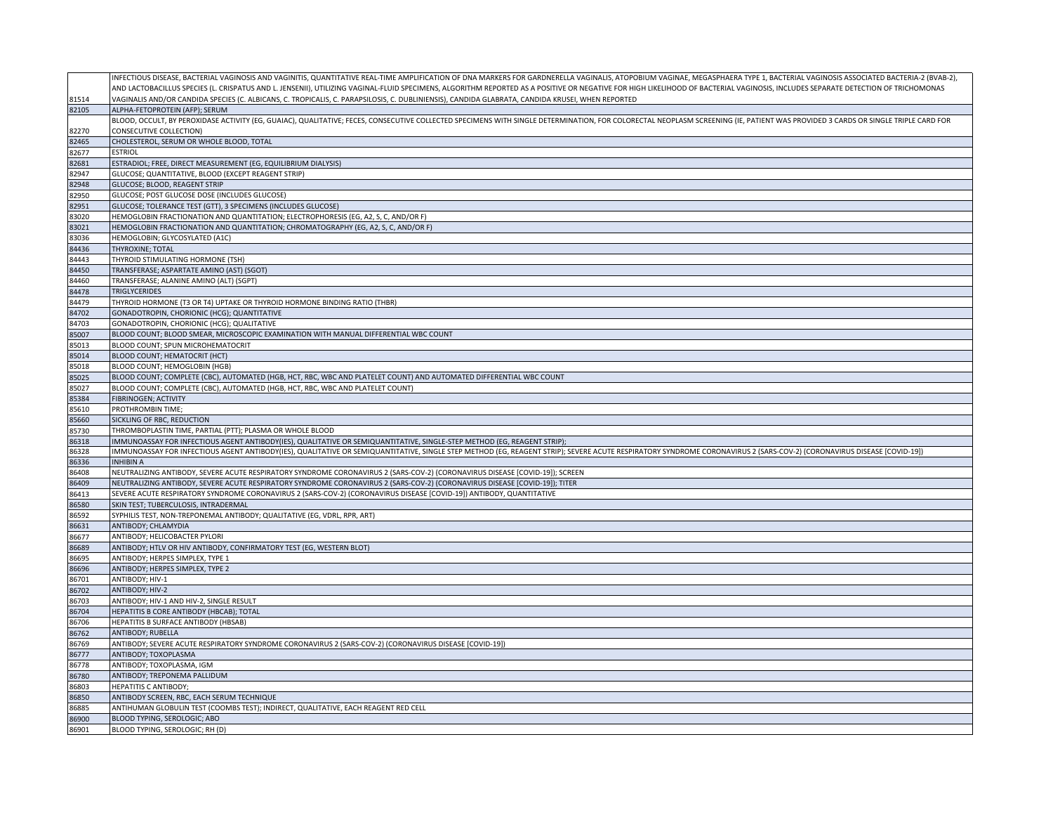| | |
|---|---|
| 81514 | INFECTIOUS DISEASE, BACTERIAL VAGINOSIS AND VAGINITIS, QUANTITATIVE REAL-TIME AMPLIFICATION OF DNA MARKERS FOR GARDNERELLA VAGINALIS, ATOPOBIUM VAGINAE, MEGASPHAERA TYPE 1, BACTERIAL VAGINOSIS ASSOCIATED BACTERIA-2 (BVAB-2), AND LACTOBACILLUS SPECIES (L. CRISPATUS AND L. JENSENII), UTILIZING VAGINAL-FLUID SPECIMENS, ALGORITHM REPORTED AS A POSITIVE OR NEGATIVE FOR HIGH LIKELIHOOD OF BACTERIAL VAGINOSIS, INCLUDES SEPARATE DETECTION OF TRICHOMONAS VAGINALIS AND/OR CANDIDA SPECIES (C. ALBICANS, C. TROPICALIS, C. PARAPSILOSIS, C. DUBLINIENSIS), CANDIDA GLABRATA, CANDIDA KRUSEI, WHEN REPORTED |
| 82105 | ALPHA-FETOPROTEIN (AFP); SERUM |
| 82270 | BLOOD, OCCULT, BY PEROXIDASE ACTIVITY (EG, GUAIAC), QUALITATIVE; FECES, CONSECUTIVE COLLECTED SPECIMENS WITH SINGLE DETERMINATION, FOR COLORECTAL NEOPLASM SCREENING (IE, PATIENT WAS PROVIDED 3 CARDS OR SINGLE TRIPLE CARD FOR CONSECUTIVE COLLECTION) |
| 82465 | CHOLESTEROL, SERUM OR WHOLE BLOOD, TOTAL |
| 82677 | ESTRIOL |
| 82681 | ESTRADIOL; FREE, DIRECT MEASUREMENT (EG, EQUILIBRIUM DIALYSIS) |
| 82947 | GLUCOSE; QUANTITATIVE, BLOOD (EXCEPT REAGENT STRIP) |
| 82948 | GLUCOSE; BLOOD, REAGENT STRIP |
| 82950 | GLUCOSE; POST GLUCOSE DOSE (INCLUDES GLUCOSE) |
| 82951 | GLUCOSE; TOLERANCE TEST (GTT), 3 SPECIMENS (INCLUDES GLUCOSE) |
| 83020 | HEMOGLOBIN FRACTIONATION AND QUANTITATION; ELECTROPHORESIS (EG, A2, S, C, AND/OR F) |
| 83021 | HEMOGLOBIN FRACTIONATION AND QUANTITATION; CHROMATOGRAPHY (EG, A2, S, C, AND/OR F) |
| 83036 | HEMOGLOBIN; GLYCOSYLATED (A1C) |
| 84436 | THYROXINE; TOTAL |
| 84443 | THYROID STIMULATING HORMONE (TSH) |
| 84450 | TRANSFERASE; ASPARTATE AMINO (AST) (SGOT) |
| 84460 | TRANSFERASE; ALANINE AMINO (ALT) (SGPT) |
| 84478 | TRIGLYCERIDES |
| 84479 | THYROID HORMONE (T3 OR T4) UPTAKE OR THYROID HORMONE BINDING RATIO (THBR) |
| 84702 | GONADOTROPIN, CHORIONIC (HCG); QUANTITATIVE |
| 84703 | GONADOTROPIN, CHORIONIC (HCG); QUALITATIVE |
| 85007 | BLOOD COUNT; BLOOD SMEAR, MICROSCOPIC EXAMINATION WITH MANUAL DIFFERENTIAL WBC COUNT |
| 85013 | BLOOD COUNT; SPUN MICROHEMATOCRIT |
| 85014 | BLOOD COUNT; HEMATOCRIT (HCT) |
| 85018 | BLOOD COUNT; HEMOGLOBIN (HGB) |
| 85025 | BLOOD COUNT; COMPLETE (CBC), AUTOMATED (HGB, HCT, RBC, WBC AND PLATELET COUNT) AND AUTOMATED DIFFERENTIAL WBC COUNT |
| 85027 | BLOOD COUNT; COMPLETE (CBC), AUTOMATED (HGB, HCT, RBC, WBC AND PLATELET COUNT) |
| 85384 | FIBRINOGEN; ACTIVITY |
| 85610 | PROTHROMBIN TIME; |
| 85660 | SICKLING OF RBC, REDUCTION |
| 85730 | THROMBOPLASTIN TIME, PARTIAL (PTT); PLASMA OR WHOLE BLOOD |
| 86318 | IMMUNOASSAY FOR INFECTIOUS AGENT ANTIBODY(IES), QUALITATIVE OR SEMIQUANTITATIVE, SINGLE-STEP METHOD (EG, REAGENT STRIP); |
| 86328 | IMMUNOASSAY FOR INFECTIOUS AGENT ANTIBODY(IES), QUALITATIVE OR SEMIQUANTITATIVE, SINGLE STEP METHOD (EG, REAGENT STRIP); SEVERE ACUTE RESPIRATORY SYNDROME CORONAVIRUS 2 (SARS-COV-2) (CORONAVIRUS DISEASE [COVID-19]) |
| 86336 | INHIBIN A |
| 86408 | NEUTRALIZING ANTIBODY, SEVERE ACUTE RESPIRATORY SYNDROME CORONAVIRUS 2 (SARS-COV-2) (CORONAVIRUS DISEASE [COVID-19]); SCREEN |
| 86409 | NEUTRALIZING ANTIBODY, SEVERE ACUTE RESPIRATORY SYNDROME CORONAVIRUS 2 (SARS-COV-2) (CORONAVIRUS DISEASE [COVID-19]); TITER |
| 86413 | SEVERE ACUTE RESPIRATORY SYNDROME CORONAVIRUS 2 (SARS-COV-2) (CORONAVIRUS DISEASE [COVID-19]) ANTIBODY, QUANTITATIVE |
| 86580 | SKIN TEST; TUBERCULOSIS, INTRADERMAL |
| 86592 | SYPHILIS TEST, NON-TREPONEMAL ANTIBODY; QUALITATIVE (EG, VDRL, RPR, ART) |
| 86631 | ANTIBODY; CHLAMYDIA |
| 86677 | ANTIBODY; HELICOBACTER PYLORI |
| 86689 | ANTIBODY; HTLV OR HIV ANTIBODY, CONFIRMATORY TEST (EG, WESTERN BLOT) |
| 86695 | ANTIBODY; HERPES SIMPLEX, TYPE 1 |
| 86696 | ANTIBODY; HERPES SIMPLEX, TYPE 2 |
| 86701 | ANTIBODY; HIV-1 |
| 86702 | ANTIBODY; HIV-2 |
| 86703 | ANTIBODY; HIV-1 AND HIV-2, SINGLE RESULT |
| 86704 | HEPATITIS B CORE ANTIBODY (HBCAB); TOTAL |
| 86706 | HEPATITIS B SURFACE ANTIBODY (HBSAB) |
| 86762 | ANTIBODY; RUBELLA |
| 86769 | ANTIBODY; SEVERE ACUTE RESPIRATORY SYNDROME CORONAVIRUS 2 (SARS-COV-2) (CORONAVIRUS DISEASE [COVID-19]) |
| 86777 | ANTIBODY; TOXOPLASMA |
| 86778 | ANTIBODY; TOXOPLASMA, IGM |
| 86780 | ANTIBODY; TREPONEMA PALLIDUM |
| 86803 | HEPATITIS C ANTIBODY; |
| 86850 | ANTIBODY SCREEN, RBC, EACH SERUM TECHNIQUE |
| 86885 | ANTIHUMAN GLOBULIN TEST (COOMBS TEST); INDIRECT, QUALITATIVE, EACH REAGENT RED CELL |
| 86900 | BLOOD TYPING, SEROLOGIC; ABO |
| 86901 | BLOOD TYPING, SEROLOGIC; RH (D) |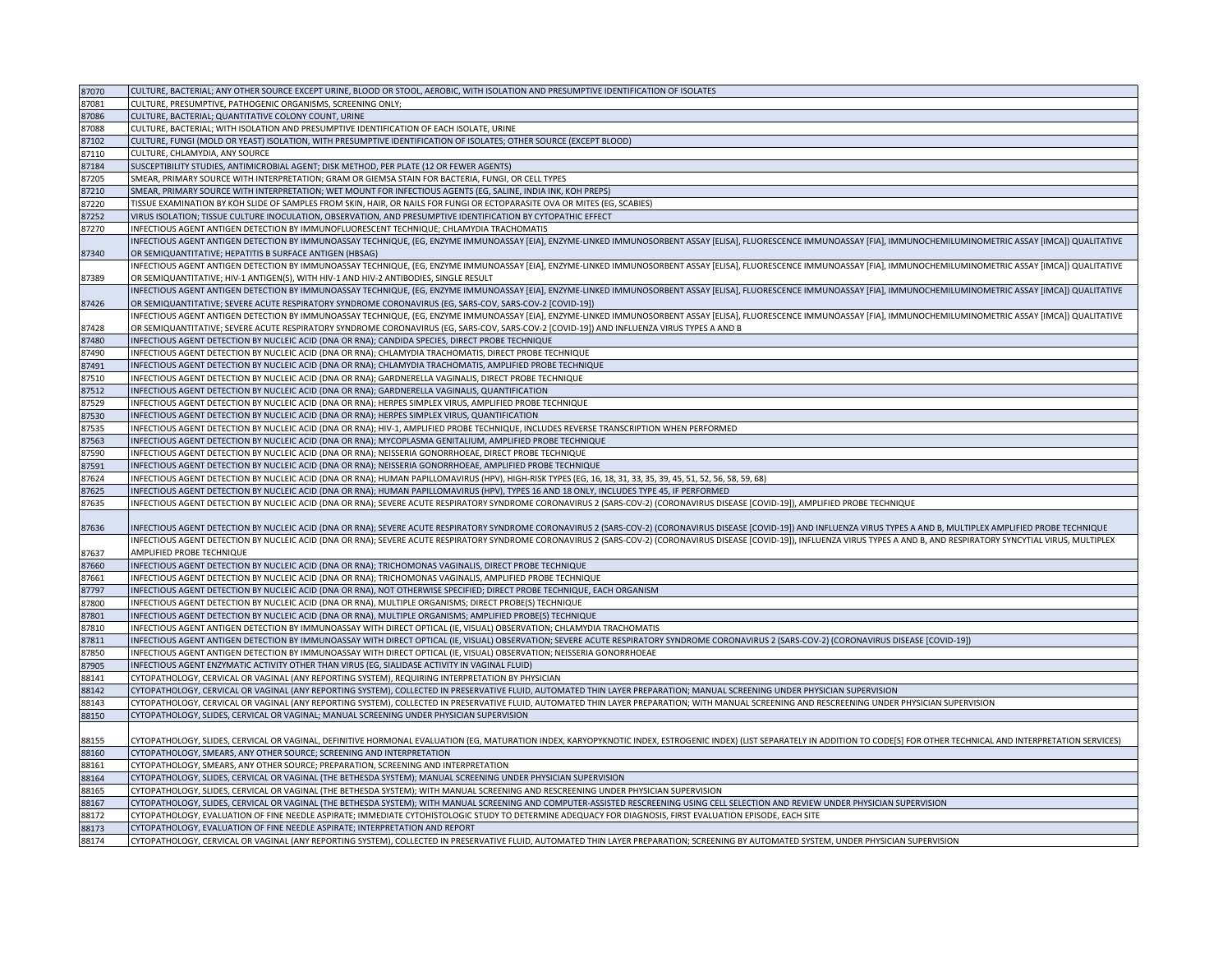| | |
|---|---|
| 87070 | CULTURE, BACTERIAL; ANY OTHER SOURCE EXCEPT URINE, BLOOD OR STOOL, AEROBIC, WITH ISOLATION AND PRESUMPTIVE IDENTIFICATION OF ISOLATES |
| 87081 | CULTURE, PRESUMPTIVE, PATHOGENIC ORGANISMS, SCREENING ONLY; |
| 87086 | CULTURE, BACTERIAL; QUANTITATIVE COLONY COUNT, URINE |
| 87088 | CULTURE, BACTERIAL; WITH ISOLATION AND PRESUMPTIVE IDENTIFICATION OF EACH ISOLATE, URINE |
| 87102 | CULTURE, FUNGI (MOLD OR YEAST) ISOLATION, WITH PRESUMPTIVE IDENTIFICATION OF ISOLATES; OTHER SOURCE (EXCEPT BLOOD) |
| 87110 | CULTURE, CHLAMYDIA, ANY SOURCE |
| 87184 | SUSCEPTIBILITY STUDIES, ANTIMICROBIAL AGENT; DISK METHOD, PER PLATE (12 OR FEWER AGENTS) |
| 87205 | SMEAR, PRIMARY SOURCE WITH INTERPRETATION; GRAM OR GIEMSA STAIN FOR BACTERIA, FUNGI, OR CELL TYPES |
| 87210 | SMEAR, PRIMARY SOURCE WITH INTERPRETATION; WET MOUNT FOR INFECTIOUS AGENTS (EG, SALINE, INDIA INK, KOH PREPS) |
| 87220 | TISSUE EXAMINATION BY KOH SLIDE OF SAMPLES FROM SKIN, HAIR, OR NAILS FOR FUNGI OR ECTOPARASITE OVA OR MITES (EG, SCABIES) |
| 87252 | VIRUS ISOLATION; TISSUE CULTURE INOCULATION, OBSERVATION, AND PRESUMPTIVE IDENTIFICATION BY CYTOPATHIC EFFECT |
| 87270 | INFECTIOUS AGENT ANTIGEN DETECTION BY IMMUNOFLUORESCENT TECHNIQUE; CHLAMYDIA TRACHOMATIS |
| 87340 | INFECTIOUS AGENT ANTIGEN DETECTION BY IMMUNOASSAY TECHNIQUE, (EG, ENZYME IMMUNOASSAY [EIA], ENZYME-LINKED IMMUNOSORBENT ASSAY [ELISA], FLUORESCENCE IMMUNOASSAY [FIA], IMMUNOCHEMILUMINOMETRIC ASSAY [IMCA]) QUALITATIVE OR SEMIQUANTITATIVE; HEPATITIS B SURFACE ANTIGEN (HBSAG) |
| 87389 | INFECTIOUS AGENT ANTIGEN DETECTION BY IMMUNOASSAY TECHNIQUE, (EG, ENZYME IMMUNOASSAY [EIA], ENZYME-LINKED IMMUNOSORBENT ASSAY [ELISA], FLUORESCENCE IMMUNOASSAY [FIA], IMMUNOCHEMILUMINOMETRIC ASSAY [IMCA]) QUALITATIVE OR SEMIQUANTITATIVE; HIV-1 ANTIGEN(S), WITH HIV-1 AND HIV-2 ANTIBODIES, SINGLE RESULT |
| 87426 | INFECTIOUS AGENT ANTIGEN DETECTION BY IMMUNOASSAY TECHNIQUE, (EG, ENZYME IMMUNOASSAY [EIA], ENZYME-LINKED IMMUNOSORBENT ASSAY [ELISA], FLUORESCENCE IMMUNOASSAY [FIA], IMMUNOCHEMILUMINOMETRIC ASSAY [IMCA]) QUALITATIVE OR SEMIQUANTITATIVE; SEVERE ACUTE RESPIRATORY SYNDROME CORONAVIRUS (EG, SARS-COV, SARS-COV-2 [COVID-19]) |
| 87428 | INFECTIOUS AGENT ANTIGEN DETECTION BY IMMUNOASSAY TECHNIQUE, (EG, ENZYME IMMUNOASSAY [EIA], ENZYME-LINKED IMMUNOSORBENT ASSAY [ELISA], FLUORESCENCE IMMUNOASSAY [FIA], IMMUNOCHEMILUMINOMETRIC ASSAY [IMCA]) QUALITATIVE OR SEMIQUANTITATIVE; SEVERE ACUTE RESPIRATORY SYNDROME CORONAVIRUS (EG, SARS-COV, SARS-COV-2 [COVID-19]) AND INFLUENZA VIRUS TYPES A AND B |
| 87480 | INFECTIOUS AGENT DETECTION BY NUCLEIC ACID (DNA OR RNA); CANDIDA SPECIES, DIRECT PROBE TECHNIQUE |
| 87490 | INFECTIOUS AGENT DETECTION BY NUCLEIC ACID (DNA OR RNA); CHLAMYDIA TRACHOMATIS, DIRECT PROBE TECHNIQUE |
| 87491 | INFECTIOUS AGENT DETECTION BY NUCLEIC ACID (DNA OR RNA); CHLAMYDIA TRACHOMATIS, AMPLIFIED PROBE TECHNIQUE |
| 87510 | INFECTIOUS AGENT DETECTION BY NUCLEIC ACID (DNA OR RNA); GARDNERELLA VAGINALIS, DIRECT PROBE TECHNIQUE |
| 87512 | INFECTIOUS AGENT DETECTION BY NUCLEIC ACID (DNA OR RNA); GARDNERELLA VAGINALIS, QUANTIFICATION |
| 87529 | INFECTIOUS AGENT DETECTION BY NUCLEIC ACID (DNA OR RNA); HERPES SIMPLEX VIRUS, AMPLIFIED PROBE TECHNIQUE |
| 87530 | INFECTIOUS AGENT DETECTION BY NUCLEIC ACID (DNA OR RNA); HERPES SIMPLEX VIRUS, QUANTIFICATION |
| 87535 | INFECTIOUS AGENT DETECTION BY NUCLEIC ACID (DNA OR RNA); HIV-1, AMPLIFIED PROBE TECHNIQUE, INCLUDES REVERSE TRANSCRIPTION WHEN PERFORMED |
| 87563 | INFECTIOUS AGENT DETECTION BY NUCLEIC ACID (DNA OR RNA); MYCOPLASMA GENITALIUM, AMPLIFIED PROBE TECHNIQUE |
| 87590 | INFECTIOUS AGENT DETECTION BY NUCLEIC ACID (DNA OR RNA); NEISSERIA GONORRHOEAE, DIRECT PROBE TECHNIQUE |
| 87591 | INFECTIOUS AGENT DETECTION BY NUCLEIC ACID (DNA OR RNA); NEISSERIA GONORRHOEAE, AMPLIFIED PROBE TECHNIQUE |
| 87624 | INFECTIOUS AGENT DETECTION BY NUCLEIC ACID (DNA OR RNA); HUMAN PAPILLOMAVIRUS (HPV), HIGH-RISK TYPES (EG, 16, 18, 31, 33, 35, 39, 45, 51, 52, 56, 58, 59, 68) |
| 87625 | INFECTIOUS AGENT DETECTION BY NUCLEIC ACID (DNA OR RNA); HUMAN PAPILLOMAVIRUS (HPV), TYPES 16 AND 18 ONLY, INCLUDES TYPE 45, IF PERFORMED |
| 87635 | INFECTIOUS AGENT DETECTION BY NUCLEIC ACID (DNA OR RNA); SEVERE ACUTE RESPIRATORY SYNDROME CORONAVIRUS 2 (SARS-COV-2) (CORONAVIRUS DISEASE [COVID-19]), AMPLIFIED PROBE TECHNIQUE |
| 87636 | INFECTIOUS AGENT DETECTION BY NUCLEIC ACID (DNA OR RNA); SEVERE ACUTE RESPIRATORY SYNDROME CORONAVIRUS 2 (SARS-COV-2) (CORONAVIRUS DISEASE [COVID-19]) AND INFLUENZA VIRUS TYPES A AND B, MULTIPLEX AMPLIFIED PROBE TECHNIQUE |
| 87637 | INFECTIOUS AGENT DETECTION BY NUCLEIC ACID (DNA OR RNA); SEVERE ACUTE RESPIRATORY SYNDROME CORONAVIRUS 2 (SARS-COV-2) (CORONAVIRUS DISEASE [COVID-19]), INFLUENZA VIRUS TYPES A AND B, AND RESPIRATORY SYNCYTIAL VIRUS, MULTIPLEX AMPLIFIED PROBE TECHNIQUE |
| 87660 | INFECTIOUS AGENT DETECTION BY NUCLEIC ACID (DNA OR RNA); TRICHOMONAS VAGINALIS, DIRECT PROBE TECHNIQUE |
| 87661 | INFECTIOUS AGENT DETECTION BY NUCLEIC ACID (DNA OR RNA); TRICHOMONAS VAGINALIS, AMPLIFIED PROBE TECHNIQUE |
| 87797 | INFECTIOUS AGENT DETECTION BY NUCLEIC ACID (DNA OR RNA), NOT OTHERWISE SPECIFIED; DIRECT PROBE TECHNIQUE, EACH ORGANISM |
| 87800 | INFECTIOUS AGENT DETECTION BY NUCLEIC ACID (DNA OR RNA), MULTIPLE ORGANISMS; DIRECT PROBE(S) TECHNIQUE |
| 87801 | INFECTIOUS AGENT DETECTION BY NUCLEIC ACID (DNA OR RNA), MULTIPLE ORGANISMS; AMPLIFIED PROBE(S) TECHNIQUE |
| 87810 | INFECTIOUS AGENT ANTIGEN DETECTION BY IMMUNOASSAY WITH DIRECT OPTICAL (IE, VISUAL) OBSERVATION; CHLAMYDIA TRACHOMATIS |
| 87811 | INFECTIOUS AGENT ANTIGEN DETECTION BY IMMUNOASSAY WITH DIRECT OPTICAL (IE, VISUAL) OBSERVATION; SEVERE ACUTE RESPIRATORY SYNDROME CORONAVIRUS 2 (SARS-COV-2) (CORONAVIRUS DISEASE [COVID-19]) |
| 87850 | INFECTIOUS AGENT ANTIGEN DETECTION BY IMMUNOASSAY WITH DIRECT OPTICAL (IE, VISUAL) OBSERVATION; NEISSERIA GONORRHOEAE |
| 87905 | INFECTIOUS AGENT ENZYMATIC ACTIVITY OTHER THAN VIRUS (EG, SIALIDASE ACTIVITY IN VAGINAL FLUID) |
| 88141 | CYTOPATHOLOGY, CERVICAL OR VAGINAL (ANY REPORTING SYSTEM), REQUIRING INTERPRETATION BY PHYSICIAN |
| 88142 | CYTOPATHOLOGY, CERVICAL OR VAGINAL (ANY REPORTING SYSTEM), COLLECTED IN PRESERVATIVE FLUID, AUTOMATED THIN LAYER PREPARATION; MANUAL SCREENING UNDER PHYSICIAN SUPERVISION |
| 88143 | CYTOPATHOLOGY, CERVICAL OR VAGINAL (ANY REPORTING SYSTEM), COLLECTED IN PRESERVATIVE FLUID, AUTOMATED THIN LAYER PREPARATION; WITH MANUAL SCREENING AND RESCREENING UNDER PHYSICIAN SUPERVISION |
| 88150 | CYTOPATHOLOGY, SLIDES, CERVICAL OR VAGINAL; MANUAL SCREENING UNDER PHYSICIAN SUPERVISION |
| 88155 | CYTOPATHOLOGY, SLIDES, CERVICAL OR VAGINAL, DEFINITIVE HORMONAL EVALUATION (EG, MATURATION INDEX, KARYOPYKNOTIC INDEX, ESTROGENIC INDEX) (LIST SEPARATELY IN ADDITION TO CODE[S] FOR OTHER TECHNICAL AND INTERPRETATION SERVICES) |
| 88160 | CYTOPATHOLOGY, SMEARS, ANY OTHER SOURCE; SCREENING AND INTERPRETATION |
| 88161 | CYTOPATHOLOGY, SMEARS, ANY OTHER SOURCE; PREPARATION, SCREENING AND INTERPRETATION |
| 88164 | CYTOPATHOLOGY, SLIDES, CERVICAL OR VAGINAL (THE BETHESDA SYSTEM); MANUAL SCREENING UNDER PHYSICIAN SUPERVISION |
| 88165 | CYTOPATHOLOGY, SLIDES, CERVICAL OR VAGINAL (THE BETHESDA SYSTEM); WITH MANUAL SCREENING AND RESCREENING UNDER PHYSICIAN SUPERVISION |
| 88167 | CYTOPATHOLOGY, SLIDES, CERVICAL OR VAGINAL (THE BETHESDA SYSTEM); WITH MANUAL SCREENING AND COMPUTER-ASSISTED RESCREENING USING CELL SELECTION AND REVIEW UNDER PHYSICIAN SUPERVISION |
| 88172 | CYTOPATHOLOGY, EVALUATION OF FINE NEEDLE ASPIRATE; IMMEDIATE CYTOHISTOLOGIC STUDY TO DETERMINE ADEQUACY FOR DIAGNOSIS, FIRST EVALUATION EPISODE, EACH SITE |
| 88173 | CYTOPATHOLOGY, EVALUATION OF FINE NEEDLE ASPIRATE; INTERPRETATION AND REPORT |
| 88174 | CYTOPATHOLOGY, CERVICAL OR VAGINAL (ANY REPORTING SYSTEM), COLLECTED IN PRESERVATIVE FLUID, AUTOMATED THIN LAYER PREPARATION; SCREENING BY AUTOMATED SYSTEM, UNDER PHYSICIAN SUPERVISION |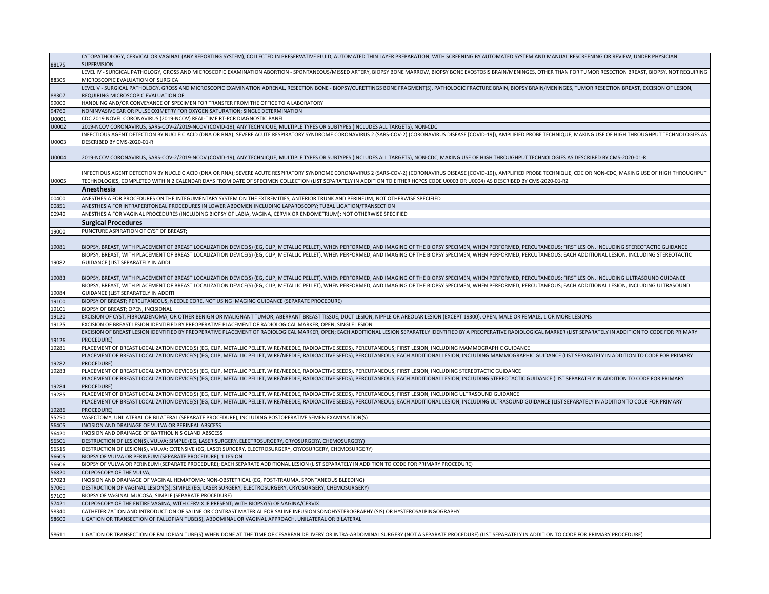| | |
|---|---|
| 88175 | CYTOPATHOLOGY, CERVICAL OR VAGINAL (ANY REPORTING SYSTEM), COLLECTED IN PRESERVATIVE FLUID, AUTOMATED THIN LAYER PREPARATION; WITH SCREENING BY AUTOMATED SYSTEM AND MANUAL RESCREENING OR REVIEW, UNDER PHYSICIAN SUPERVISION |
| 88305 | LEVEL IV - SURGICAL PATHOLOGY, GROSS AND MICROSCOPIC EXAMINATION ABORTION - SPONTANEOUS/MISSED ARTERY, BIOPSY BONE MARROW, BIOPSY BONE EXOSTOSIS BRAIN/MENINGES, OTHER THAN FOR TUMOR RESECTION BREAST, BIOPSY, NOT REQUIRING MICROSCOPIC EVALUATION OF SURGICA |
| 88307 | LEVEL V - SURGICAL PATHOLOGY, GROSS AND MICROSCOPIC EXAMINATION ADRENAL, RESECTION BONE - BIOPSY/CURETTINGS BONE FRAGMENT(S), PATHOLOGIC FRACTURE BRAIN, BIOPSY BRAIN/MENINGES, TUMOR RESECTION BREAST, EXCISION OF LESION, REQUIRING MICROSCOPIC EVALUATION OF |
| 99000 | HANDLING AND/OR CONVEYANCE OF SPECIMEN FOR TRANSFER FROM THE OFFICE TO A LABORATORY |
| 94760 | NONINVASIVE EAR OR PULSE OXIMETRY FOR OXYGEN SATURATION; SINGLE DETERMINATION |
| U0001 | CDC 2019 NOVEL CORONAVIRUS (2019-NCOV) REAL-TIME RT-PCR DIAGNOSTIC PANEL |
| U0002 | 2019-NCOV CORONAVIRUS, SARS-COV-2/2019-NCOV (COVID-19), ANY TECHNIQUE, MULTIPLE TYPES OR SUBTYPES (INCLUDES ALL TARGETS), NON-CDC |
| U0003 | INFECTIOUS AGENT DETECTION BY NUCLEIC ACID (DNA OR RNA); SEVERE ACUTE RESPIRATORY SYNDROME CORONAVIRUS 2 (SARS-COV-2) (CORONAVIRUS DISEASE [COVID-19]), AMPLIFIED PROBE TECHNIQUE, MAKING USE OF HIGH THROUGHPUT TECHNOLOGIES AS DESCRIBED BY CMS-2020-01-R |
| U0004 | 2019-NCOV CORONAVIRUS, SARS-COV-2/2019-NCOV (COVID-19), ANY TECHNIQUE, MULTIPLE TYPES OR SUBTYPES (INCLUDES ALL TARGETS), NON-CDC, MAKING USE OF HIGH THROUGHPUT TECHNOLOGIES AS DESCRIBED BY CMS-2020-01-R |
| U0005 | INFECTIOUS AGENT DETECTION BY NUCLEIC ACID (DNA OR RNA); SEVERE ACUTE RESPIRATORY SYNDROME CORONAVIRUS 2 (SARS-COV-2) (CORONAVIRUS DISEASE [COVID-19]), AMPLIFIED PROBE TECHNIQUE, CDC OR NON-CDC, MAKING USE OF HIGH THROUGHPUT TECHNOLOGIES, COMPLETED WITHIN 2 CALENDAR DAYS FROM DATE OF SPECIMEN COLLECTION (LIST SEPARATELY IN ADDITION TO EITHER HCPCS CODE U0003 OR U0004) AS DESCRIBED BY CMS-2020-01-R2 |
| | **Anesthesia** |
| 00400 | ANESTHESIA FOR PROCEDURES ON THE INTEGUMENTARY SYSTEM ON THE EXTREMITIES, ANTERIOR TRUNK AND PERINEUM; NOT OTHERWISE SPECIFIED |
| 00851 | ANESTHESIA FOR INTRAPERITONEAL PROCEDURES IN LOWER ABDOMEN INCLUDING LAPAROSCOPY; TUBAL LIGATION/TRANSECTION |
| 00940 | ANESTHESIA FOR VAGINAL PROCEDURES (INCLUDING BIOPSY OF LABIA, VAGINA, CERVIX OR ENDOMETRIUM); NOT OTHERWISE SPECIFIED |
| | **Surgical Procedures** |
| 19000 | PUNCTURE ASPIRATION OF CYST OF BREAST; |
| 19081 | BIOPSY, BREAST, WITH PLACEMENT OF BREAST LOCALIZATION DEVICE(S) (EG, CLIP, METALLIC PELLET), WHEN PERFORMED, AND IMAGING OF THE BIOPSY SPECIMEN, WHEN PERFORMED, PERCUTANEOUS; FIRST LESION, INCLUDING STEREOTACTIC GUIDANCE |
| 19082 | BIOPSY, BREAST, WITH PLACEMENT OF BREAST LOCALIZATION DEVICE(S) (EG, CLIP, METALLIC PELLET), WHEN PERFORMED, AND IMAGING OF THE BIOPSY SPECIMEN, WHEN PERFORMED, PERCUTANEOUS; EACH ADDITIONAL LESION, INCLUDING STEREOTACTIC GUIDANCE (LIST SEPARATELY IN ADDI |
| 19083 | BIOPSY, BREAST, WITH PLACEMENT OF BREAST LOCALIZATION DEVICE(S) (EG, CLIP, METALLIC PELLET), WHEN PERFORMED, AND IMAGING OF THE BIOPSY SPECIMEN, WHEN PERFORMED, PERCUTANEOUS; FIRST LESION, INCLUDING ULTRASOUND GUIDANCE |
| 19084 | BIOPSY, BREAST, WITH PLACEMENT OF BREAST LOCALIZATION DEVICE(S) (EG, CLIP, METALLIC PELLET), WHEN PERFORMED, AND IMAGING OF THE BIOPSY SPECIMEN, WHEN PERFORMED, PERCUTANEOUS; EACH ADDITIONAL LESION, INCLUDING ULTRASOUND GUIDANCE (LIST SEPARATELY IN ADDITI |
| 19100 | BIOPSY OF BREAST; PERCUTANEOUS, NEEDLE CORE, NOT USING IMAGING GUIDANCE (SEPARATE PROCEDURE) |
| 19101 | BIOPSY OF BREAST; OPEN, INCISIONAL |
| 19120 | EXCISION OF CYST, FIBROADENOMA, OR OTHER BENIGN OR MALIGNANT TUMOR, ABERRANT BREAST TISSUE, DUCT LESION, NIPPLE OR AREOLAR LESION (EXCEPT 19300), OPEN, MALE OR FEMALE, 1 OR MORE LESIONS |
| 19125 | EXCISION OF BREAST LESION IDENTIFIED BY PREOPERATIVE PLACEMENT OF RADIOLOGICAL MARKER, OPEN; SINGLE LESION |
| 19126 | EXCISION OF BREAST LESION IDENTIFIED BY PREOPERATIVE PLACEMENT OF RADIOLOGICAL MARKER, OPEN; EACH ADDITIONAL LESION SEPARATELY IDENTIFIED BY A PREOPERATIVE RADIOLOGICAL MARKER (LIST SEPARATELY IN ADDITION TO CODE FOR PRIMARY PROCEDURE) |
| 19281 | PLACEMENT OF BREAST LOCALIZATION DEVICE(S) (EG, CLIP, METALLIC PELLET, WIRE/NEEDLE, RADIOACTIVE SEEDS), PERCUTANEOUS; FIRST LESION, INCLUDING MAMMOGRAPHIC GUIDANCE |
| 19282 | PLACEMENT OF BREAST LOCALIZATION DEVICE(S) (EG, CLIP, METALLIC PELLET, WIRE/NEEDLE, RADIOACTIVE SEEDS), PERCUTANEOUS; EACH ADDITIONAL LESION, INCLUDING MAMMOGRAPHIC GUIDANCE (LIST SEPARATELY IN ADDITION TO CODE FOR PRIMARY PROCEDURE) |
| 19283 | PLACEMENT OF BREAST LOCALIZATION DEVICE(S) (EG, CLIP, METALLIC PELLET, WIRE/NEEDLE, RADIOACTIVE SEEDS), PERCUTANEOUS; FIRST LESION, INCLUDING STEREOTACTIC GUIDANCE |
| 19284 | PLACEMENT OF BREAST LOCALIZATION DEVICE(S) (EG, CLIP, METALLIC PELLET, WIRE/NEEDLE, RADIOACTIVE SEEDS), PERCUTANEOUS; EACH ADDITIONAL LESION, INCLUDING STEREOTACTIC GUIDANCE (LIST SEPARATELY IN ADDITION TO CODE FOR PRIMARY PROCEDURE) |
| 19285 | PLACEMENT OF BREAST LOCALIZATION DEVICE(S) (EG, CLIP, METALLIC PELLET, WIRE/NEEDLE, RADIOACTIVE SEEDS), PERCUTANEOUS; FIRST LESION, INCLUDING ULTRASOUND GUIDANCE |
| 19286 | PLACEMENT OF BREAST LOCALIZATION DEVICE(S) (EG, CLIP, METALLIC PELLET, WIRE/NEEDLE, RADIOACTIVE SEEDS), PERCUTANEOUS; EACH ADDITIONAL LESION, INCLUDING ULTRASOUND GUIDANCE (LIST SEPARATELY IN ADDITION TO CODE FOR PRIMARY PROCEDURE) |
| 55250 | VASECTOMY, UNILATERAL OR BILATERAL (SEPARATE PROCEDURE), INCLUDING POSTOPERATIVE SEMEN EXAMINATION(S) |
| 56405 | INCISION AND DRAINAGE OF VULVA OR PERINEAL ABSCESS |
| 56420 | INCISION AND DRAINAGE OF BARTHOLIN'S GLAND ABSCESS |
| 56501 | DESTRUCTION OF LESION(S), VULVA; SIMPLE (EG, LASER SURGERY, ELECTROSURGERY, CRYOSURGERY, CHEMOSURGERY) |
| 56515 | DESTRUCTION OF LESION(S), VULVA; EXTENSIVE (EG, LASER SURGERY, ELECTROSURGERY, CRYOSURGERY, CHEMOSURGERY) |
| 56605 | BIOPSY OF VULVA OR PERINEUM (SEPARATE PROCEDURE); 1 LESION |
| 56606 | BIOPSY OF VULVA OR PERINEUM (SEPARATE PROCEDURE); EACH SEPARATE ADDITIONAL LESION (LIST SEPARATELY IN ADDITION TO CODE FOR PRIMARY PROCEDURE) |
| 56820 | COLPOSCOPY OF THE VULVA; |
| 57023 | INCISION AND DRAINAGE OF VAGINAL HEMATOMA; NON-OBSTETRICAL (EG, POST-TRAUMA, SPONTANEOUS BLEEDING) |
| 57061 | DESTRUCTION OF VAGINAL LESION(S); SIMPLE (EG, LASER SURGERY, ELECTROSURGERY, CRYOSURGERY, CHEMOSURGERY) |
| 57100 | BIOPSY OF VAGINAL MUCOSA; SIMPLE (SEPARATE PROCEDURE) |
| 57421 | COLPOSCOPY OF THE ENTIRE VAGINA, WITH CERVIX IF PRESENT; WITH BIOPSY(S) OF VAGINA/CERVIX |
| 58340 | CATHETERIZATION AND INTRODUCTION OF SALINE OR CONTRAST MATERIAL FOR SALINE INFUSION SONOHYSTEROGRAPHY (SIS) OR HYSTEROSALPINGOGRAPHY |
| 58600 | LIGATION OR TRANSECTION OF FALLOPIAN TUBE(S), ABDOMINAL OR VAGINAL APPROACH, UNILATERAL OR BILATERAL |
| 58611 | LIGATION OR TRANSECTION OF FALLOPIAN TUBE(S) WHEN DONE AT THE TIME OF CESAREAN DELIVERY OR INTRA-ABDOMINAL SURGERY (NOT A SEPARATE PROCEDURE) (LIST SEPARATELY IN ADDITION TO CODE FOR PRIMARY PROCEDURE) |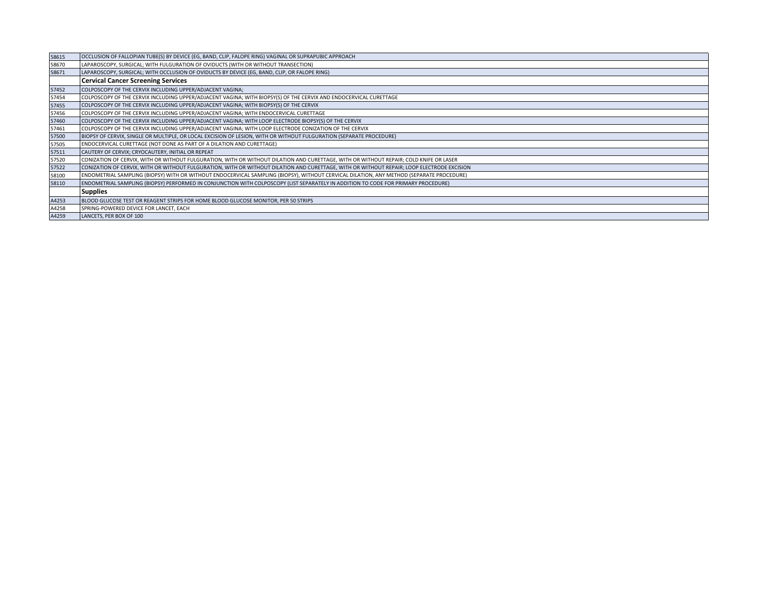| | |
|---|---|
| 58615 | OCCLUSION OF FALLOPIAN TUBE(S) BY DEVICE (EG, BAND, CLIP, FALOPE RING) VAGINAL OR SUPRAPUBIC APPROACH |
| 58670 | LAPAROSCOPY, SURGICAL; WITH FULGURATION OF OVIDUCTS (WITH OR WITHOUT TRANSECTION) |
| 58671 | LAPAROSCOPY, SURGICAL; WITH OCCLUSION OF OVIDUCTS BY DEVICE (EG, BAND, CLIP, OR FALOPE RING) |
| | **Cervical Cancer Screening Services** |
| 57452 | COLPOSCOPY OF THE CERVIX INCLUDING UPPER/ADJACENT VAGINA; |
| 57454 | COLPOSCOPY OF THE CERVIX INCLUDING UPPER/ADJACENT VAGINA; WITH BIOPSY(S) OF THE CERVIX AND ENDOCERVICAL CURETTAGE |
| 57455 | COLPOSCOPY OF THE CERVIX INCLUDING UPPER/ADJACENT VAGINA; WITH BIOPSY(S) OF THE CERVIX |
| 57456 | COLPOSCOPY OF THE CERVIX INCLUDING UPPER/ADJACENT VAGINA; WITH ENDOCERVICAL CURETTAGE |
| 57460 | COLPOSCOPY OF THE CERVIX INCLUDING UPPER/ADJACENT VAGINA; WITH LOOP ELECTRODE BIOPSY(S) OF THE CERVIX |
| 57461 | COLPOSCOPY OF THE CERVIX INCLUDING UPPER/ADJACENT VAGINA; WITH LOOP ELECTRODE CONIZATION OF THE CERVIX |
| 57500 | BIOPSY OF CERVIX, SINGLE OR MULTIPLE, OR LOCAL EXCISION OF LESION, WITH OR WITHOUT FULGURATION (SEPARATE PROCEDURE) |
| 57505 | ENDOCERVICAL CURETTAGE (NOT DONE AS PART OF A DILATION AND CURETTAGE) |
| 57511 | CAUTERY OF CERVIX; CRYOCAUTERY, INITIAL OR REPEAT |
| 57520 | CONIZATION OF CERVIX, WITH OR WITHOUT FULGURATION, WITH OR WITHOUT DILATION AND CURETTAGE, WITH OR WITHOUT REPAIR; COLD KNIFE OR LASER |
| 57522 | CONIZATION OF CERVIX, WITH OR WITHOUT FULGURATION, WITH OR WITHOUT DILATION AND CURETTAGE, WITH OR WITHOUT REPAIR; LOOP ELECTRODE EXCISION |
| 58100 | ENDOMETRIAL SAMPLING (BIOPSY) WITH OR WITHOUT ENDOCERVICAL SAMPLING (BIOPSY), WITHOUT CERVICAL DILATION, ANY METHOD (SEPARATE PROCEDURE) |
| 58110 | ENDOMETRIAL SAMPLING (BIOPSY) PERFORMED IN CONJUNCTION WITH COLPOSCOPY (LIST SEPARATELY IN ADDITION TO CODE FOR PRIMARY PROCEDURE) |
| | **Supplies** |
| A4253 | BLOOD GLUCOSE TEST OR REAGENT STRIPS FOR HOME BLOOD GLUCOSE MONITOR, PER 50 STRIPS |
| A4258 | SPRING-POWERED DEVICE FOR LANCET, EACH |
| A4259 | LANCETS, PER BOX OF 100 |